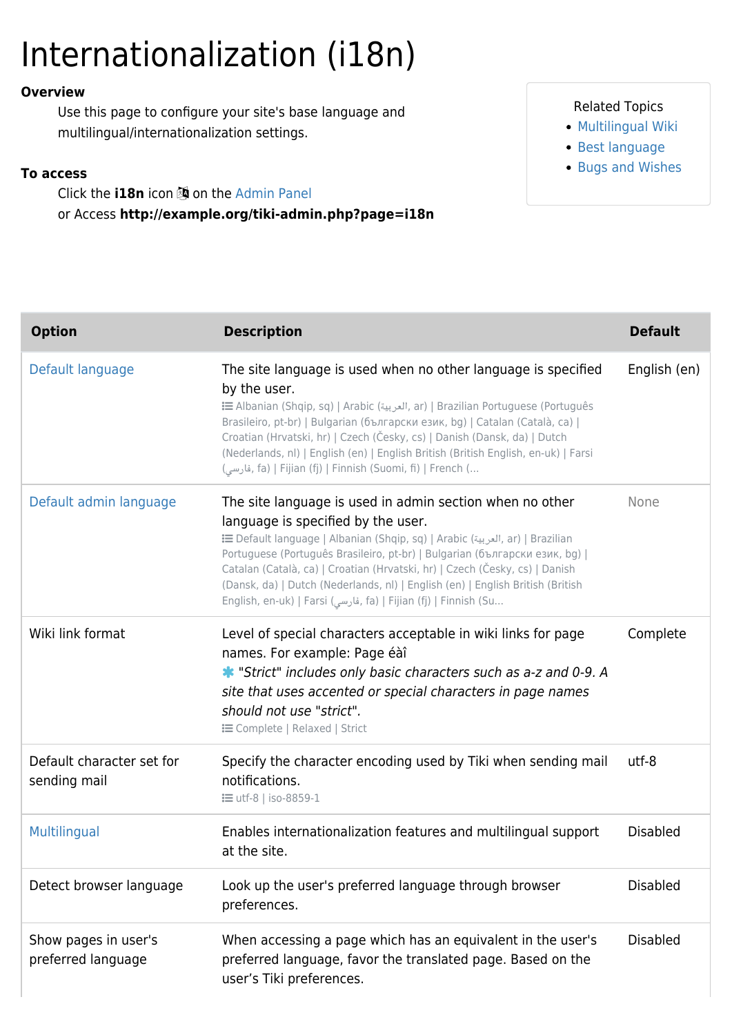# Internationalization (i18n)

**Overview**

Use this page to configure your site's base language and multilingual/internationalization settings.

**To access**

Click the **i18n** icon on the Admin Panel
or Access **http://example.org/tiki-admin.php?page=i18n**

Related Topics
- Multilingual Wiki
- Best language
- Bugs and Wishes

| Option | Description | Default |
|---|---|---|
| Default language | The site language is used when no other language is specified by the user. Albanian (Shqip, sq) \| Arabic (العربية, ar) \| Brazilian Portuguese (Português Brasileiro, pt-br) \| Bulgarian (български език, bg) \| Catalan (Català, ca) \| Croatian (Hrvatski, hr) \| Czech (Česky, cs) \| Danish (Dansk, da) \| Dutch (Nederlands, nl) \| English (en) \| English British (British English, en-uk) \| Farsi (فارسي, fa) \| Fijian (fj) \| Finnish (Suomi, fi) \| French (... | English (en) |
| Default admin language | The site language is used in admin section when no other language is specified by the user. Default language \| Albanian (Shqip, sq) \| Arabic (العربية, ar) \| Brazilian Portuguese (Português Brasileiro, pt-br) \| Bulgarian (български език, bg) \| Catalan (Català, ca) \| Croatian (Hrvatski, hr) \| Czech (Česky, cs) \| Danish (Dansk, da) \| Dutch (Nederlands, nl) \| English (en) \| English British (British English, en-uk) \| Farsi (فارسي, fa) \| Fijian (fj) \| Finnish (Su... | None |
| Wiki link format | Level of special characters acceptable in wiki links for page names. For example: Page éàî *"Strict" includes only basic characters such as a-z and 0-9. A site that uses accented or special characters in page names should not use "strict".* Complete \| Relaxed \| Strict | Complete |
| Default character set for sending mail | Specify the character encoding used by Tiki when sending mail notifications. utf-8 \| iso-8859-1 | utf-8 |
| Multilingual | Enables internationalization features and multilingual support at the site. | Disabled |
| Detect browser language | Look up the user's preferred language through browser preferences. | Disabled |
| Show pages in user's preferred language | When accessing a page which has an equivalent in the user's preferred language, favor the translated page. Based on the user's Tiki preferences. | Disabled |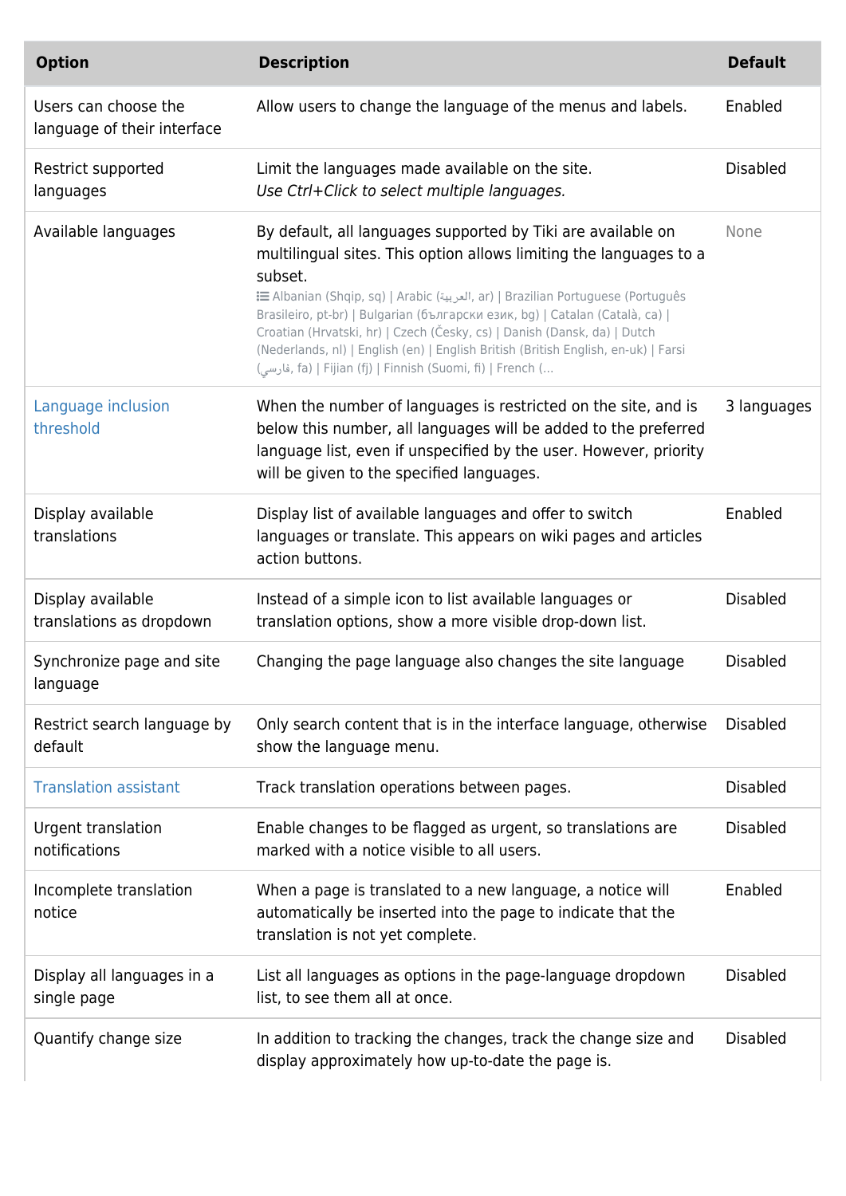| Option | Description | Default |
| --- | --- | --- |
| Users can choose the language of their interface | Allow users to change the language of the menus and labels. | Enabled |
| Restrict supported languages | Limit the languages made available on the site. *Use Ctrl+Click to select multiple languages.* | Disabled |
| Available languages | By default, all languages supported by Tiki are available on multilingual sites. This option allows limiting the languages to a subset. Albanian (Shqip, sq) \| Arabic (العربية, ar) \| Brazilian Portuguese (Português Brasileiro, pt-br) \| Bulgarian (български език, bg) \| Catalan (Català, ca) \| Croatian (Hrvatski, hr) \| Czech (Česky, cs) \| Danish (Dansk, da) \| Dutch (Nederlands, nl) \| English (en) \| English British (British English, en-uk) \| Farsi (فارسي, fa) \| Fijian (fj) \| Finnish (Suomi, fi) \| French (... | None |
| Language inclusion threshold | When the number of languages is restricted on the site, and is below this number, all languages will be added to the preferred language list, even if unspecified by the user. However, priority will be given to the specified languages. | 3 languages |
| Display available translations | Display list of available languages and offer to switch languages or translate. This appears on wiki pages and articles action buttons. | Enabled |
| Display available translations as dropdown | Instead of a simple icon to list available languages or translation options, show a more visible drop-down list. | Disabled |
| Synchronize page and site language | Changing the page language also changes the site language | Disabled |
| Restrict search language by default | Only search content that is in the interface language, otherwise show the language menu. | Disabled |
| Translation assistant | Track translation operations between pages. | Disabled |
| Urgent translation notifications | Enable changes to be flagged as urgent, so translations are marked with a notice visible to all users. | Disabled |
| Incomplete translation notice | When a page is translated to a new language, a notice will automatically be inserted into the page to indicate that the translation is not yet complete. | Enabled |
| Display all languages in a single page | List all languages as options in the page-language dropdown list, to see them all at once. | Disabled |
| Quantify change size | In addition to tracking the changes, track the change size and display approximately how up-to-date the page is. | Disabled |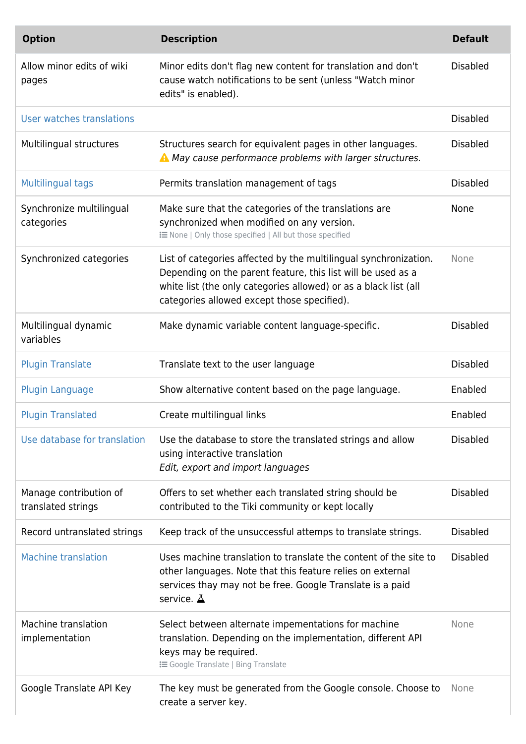| Option | Description | Default |
| --- | --- | --- |
| Allow minor edits of wiki pages | Minor edits don't flag new content for translation and don't cause watch notifications to be sent (unless "Watch minor edits" is enabled). | Disabled |
| User watches translations | | Disabled |
| Multilingual structures | Structures search for equivalent pages in other languages. ⚠ *May cause performance problems with larger structures.* | Disabled |
| Multilingual tags | Permits translation management of tags | Disabled |
| Synchronize multilingual categories | Make sure that the categories of the translations are synchronized when modified on any version. None \| Only those specified \| All but those specified | None |
| Synchronized categories | List of categories affected by the multilingual synchronization. Depending on the parent feature, this list will be used as a white list (the only categories allowed) or as a black list (all categories allowed except those specified). | None |
| Multilingual dynamic variables | Make dynamic variable content language-specific. | Disabled |
| Plugin Translate | Translate text to the user language | Disabled |
| Plugin Language | Show alternative content based on the page language. | Enabled |
| Plugin Translated | Create multilingual links | Enabled |
| Use database for translation | Use the database to store the translated strings and allow using interactive translation *Edit, export and import languages* | Disabled |
| Manage contribution of translated strings | Offers to set whether each translated string should be contributed to the Tiki community or kept locally | Disabled |
| Record untranslated strings | Keep track of the unsuccessful attemps to translate strings. | Disabled |
| Machine translation | Uses machine translation to translate the content of the site to other languages. Note that this feature relies on external services thay may not be free. Google Translate is a paid service. | Disabled |
| Machine translation implementation | Select between alternate impementations for machine translation. Depending on the implementation, different API keys may be required. Google Translate \| Bing Translate | None |
| Google Translate API Key | The key must be generated from the Google console. Choose to create a server key. | None |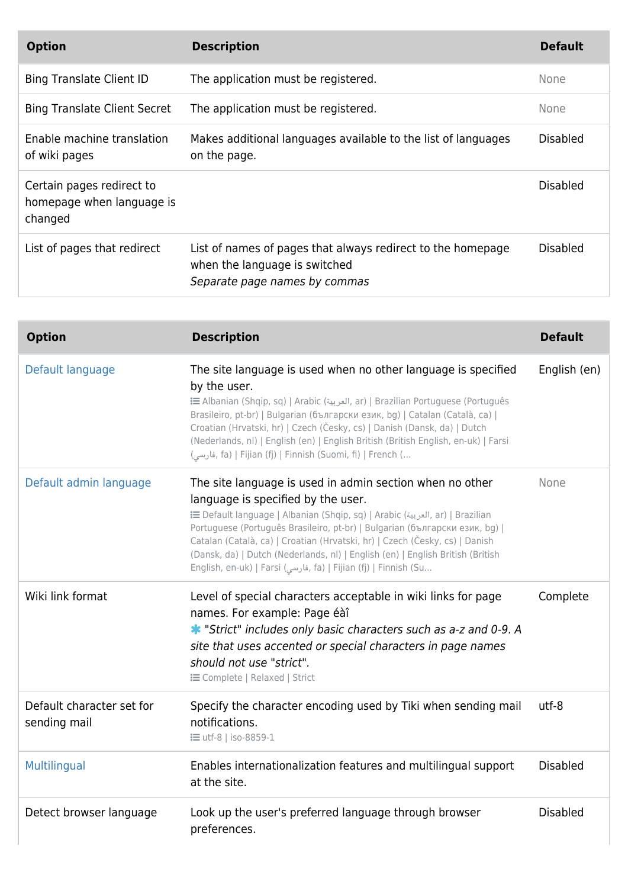| Option | Description | Default |
|---|---|---|
| Bing Translate Client ID | The application must be registered. | None |
| Bing Translate Client Secret | The application must be registered. | None |
| Enable machine translation of wiki pages | Makes additional languages available to the list of languages on the page. | Disabled |
| Certain pages redirect to homepage when language is changed | | Disabled |
| List of pages that redirect | List of names of pages that always redirect to the homepage when the language is switched<br>*Separate page names by commas* | Disabled |

| Option | Description | Default |
|---|---|---|
| Default language | The site language is used when no other language is specified by the user.<br>Albanian (Shqip, sq) \| Arabic (العربية, ar) \| Brazilian Portuguese (Português Brasileiro, pt-br) \| Bulgarian (български език, bg) \| Catalan (Català, ca) \| Croatian (Hrvatski, hr) \| Czech (Česky, cs) \| Danish (Dansk, da) \| Dutch (Nederlands, nl) \| English (en) \| English British (British English, en-uk) \| Farsi (فارسي, fa) \| Fijian (fj) \| Finnish (Suomi, fi) \| French (... | English (en) |
| Default admin language | The site language is used in admin section when no other language is specified by the user.<br>Default language \| Albanian (Shqip, sq) \| Arabic (العربية, ar) \| Brazilian Portuguese (Português Brasileiro, pt-br) \| Bulgarian (български език, bg) \| Catalan (Català, ca) \| Croatian (Hrvatski, hr) \| Czech (Česky, cs) \| Danish (Dansk, da) \| Dutch (Nederlands, nl) \| English (en) \| English British (British English, en-uk) \| Farsi (فارسي, fa) \| Fijian (fj) \| Finnish (Su... | None |
| Wiki link format | Level of special characters acceptable in wiki links for page names. For example: Page éàî<br>*"Strict" includes only basic characters such as a-z and 0-9. A site that uses accented or special characters in page names should not use "strict".*<br>Complete \| Relaxed \| Strict | Complete |
| Default character set for sending mail | Specify the character encoding used by Tiki when sending mail notifications.<br>utf-8 \| iso-8859-1 | utf-8 |
| Multilingual | Enables internationalization features and multilingual support at the site. | Disabled |
| Detect browser language | Look up the user's preferred language through browser preferences. | Disabled |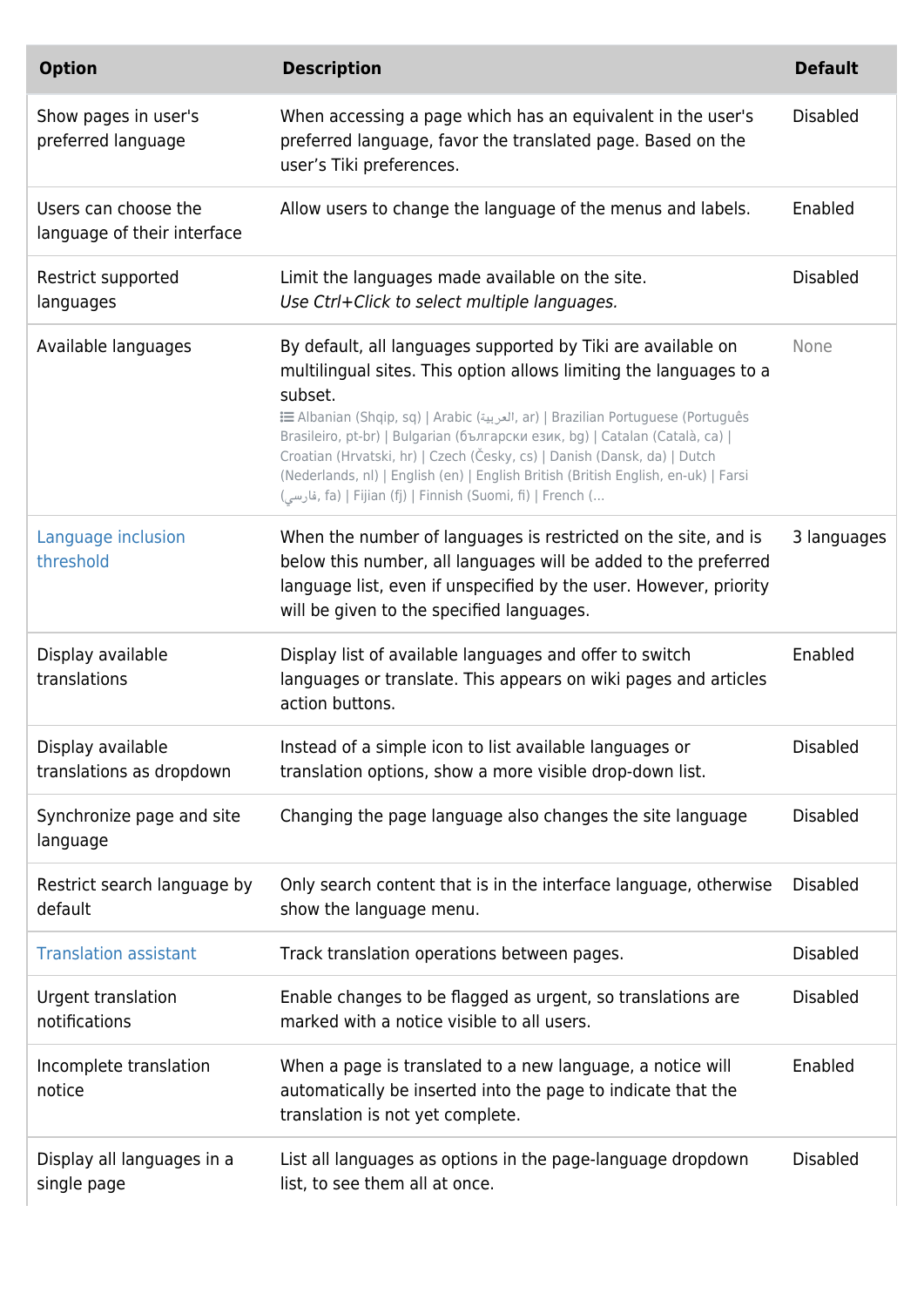| Option | Description | Default |
|---|---|---|
| Show pages in user's preferred language | When accessing a page which has an equivalent in the user's preferred language, favor the translated page. Based on the user's Tiki preferences. | Disabled |
| Users can choose the language of their interface | Allow users to change the language of the menus and labels. | Enabled |
| Restrict supported languages | Limit the languages made available on the site. *Use Ctrl+Click to select multiple languages.* | Disabled |
| Available languages | By default, all languages supported by Tiki are available on multilingual sites. This option allows limiting the languages to a subset. Albanian (Shqip, sq) \| Arabic (العربية, ar) \| Brazilian Portuguese (Português Brasileiro, pt-br) \| Bulgarian (български език, bg) \| Catalan (Català, ca) \| Croatian (Hrvatski, hr) \| Czech (Česky, cs) \| Danish (Dansk, da) \| Dutch (Nederlands, nl) \| English (en) \| English British (British English, en-uk) \| Farsi (فارسی, fa) \| Fijian (fj) \| Finnish (Suomi, fi) \| French (... | None |
| Language inclusion threshold | When the number of languages is restricted on the site, and is below this number, all languages will be added to the preferred language list, even if unspecified by the user. However, priority will be given to the specified languages. | 3 languages |
| Display available translations | Display list of available languages and offer to switch languages or translate. This appears on wiki pages and articles action buttons. | Enabled |
| Display available translations as dropdown | Instead of a simple icon to list available languages or translation options, show a more visible drop-down list. | Disabled |
| Synchronize page and site language | Changing the page language also changes the site language | Disabled |
| Restrict search language by default | Only search content that is in the interface language, otherwise show the language menu. | Disabled |
| Translation assistant | Track translation operations between pages. | Disabled |
| Urgent translation notifications | Enable changes to be flagged as urgent, so translations are marked with a notice visible to all users. | Disabled |
| Incomplete translation notice | When a page is translated to a new language, a notice will automatically be inserted into the page to indicate that the translation is not yet complete. | Enabled |
| Display all languages in a single page | List all languages as options in the page-language dropdown list, to see them all at once. | Disabled |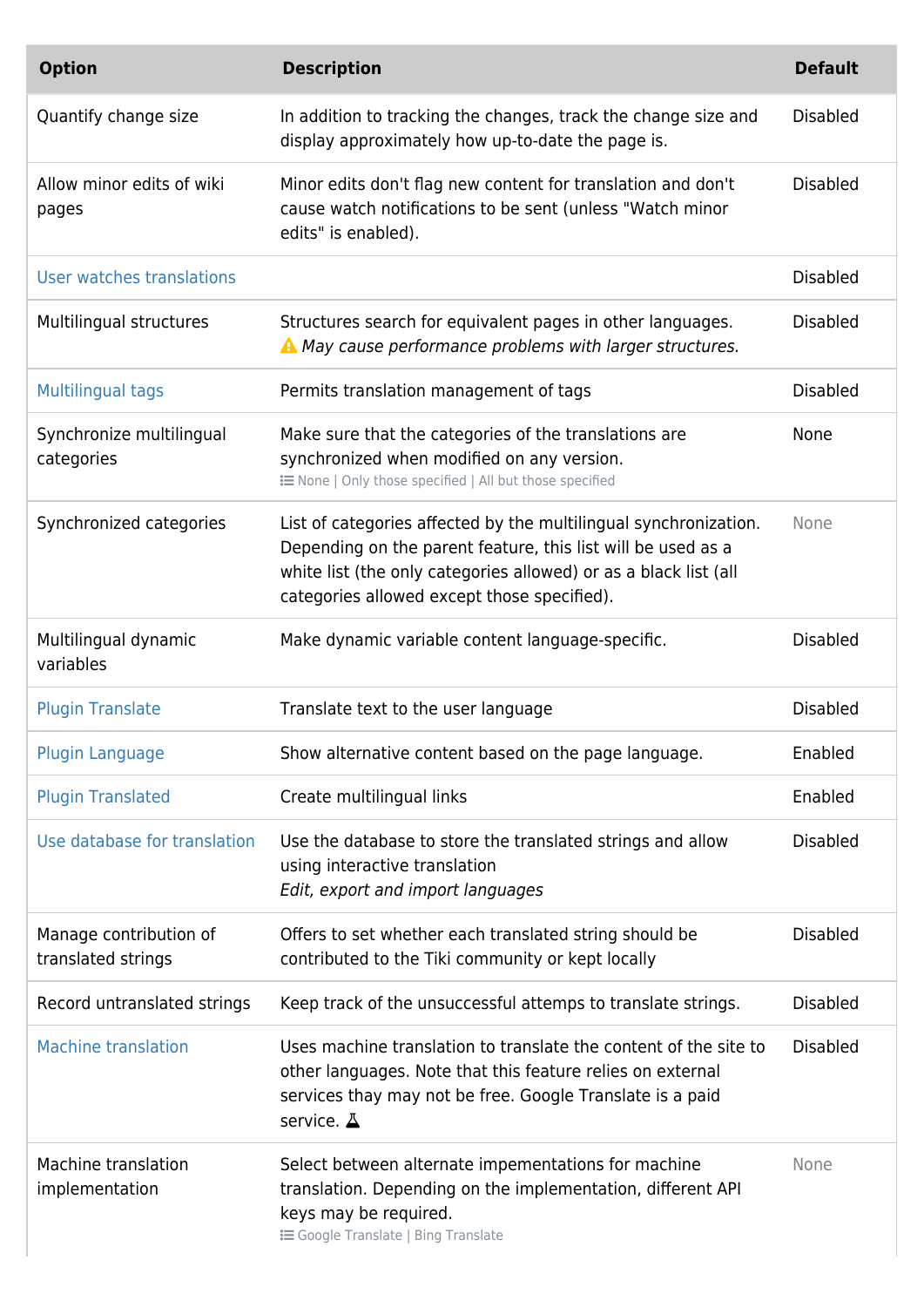| Option | Description | Default |
|---|---|---|
| Quantify change size | In addition to tracking the changes, track the change size and display approximately how up-to-date the page is. | Disabled |
| Allow minor edits of wiki pages | Minor edits don't flag new content for translation and don't cause watch notifications to be sent (unless "Watch minor edits" is enabled). | Disabled |
| User watches translations | | Disabled |
| Multilingual structures | Structures search for equivalent pages in other languages. ⚠ *May cause performance problems with larger structures.* | Disabled |
| Multilingual tags | Permits translation management of tags | Disabled |
| Synchronize multilingual categories | Make sure that the categories of the translations are synchronized when modified on any version. None \| Only those specified \| All but those specified | None |
| Synchronized categories | List of categories affected by the multilingual synchronization. Depending on the parent feature, this list will be used as a white list (the only categories allowed) or as a black list (all categories allowed except those specified). | None |
| Multilingual dynamic variables | Make dynamic variable content language-specific. | Disabled |
| Plugin Translate | Translate text to the user language | Disabled |
| Plugin Language | Show alternative content based on the page language. | Enabled |
| Plugin Translated | Create multilingual links | Enabled |
| Use database for translation | Use the database to store the translated strings and allow using interactive translation *Edit, export and import languages* | Disabled |
| Manage contribution of translated strings | Offers to set whether each translated string should be contributed to the Tiki community or kept locally | Disabled |
| Record untranslated strings | Keep track of the unsuccessful attemps to translate strings. | Disabled |
| Machine translation | Uses machine translation to translate the content of the site to other languages. Note that this feature relies on external services thay may not be free. Google Translate is a paid service. | Disabled |
| Machine translation implementation | Select between alternate impementations for machine translation. Depending on the implementation, different API keys may be required. Google Translate \| Bing Translate | None |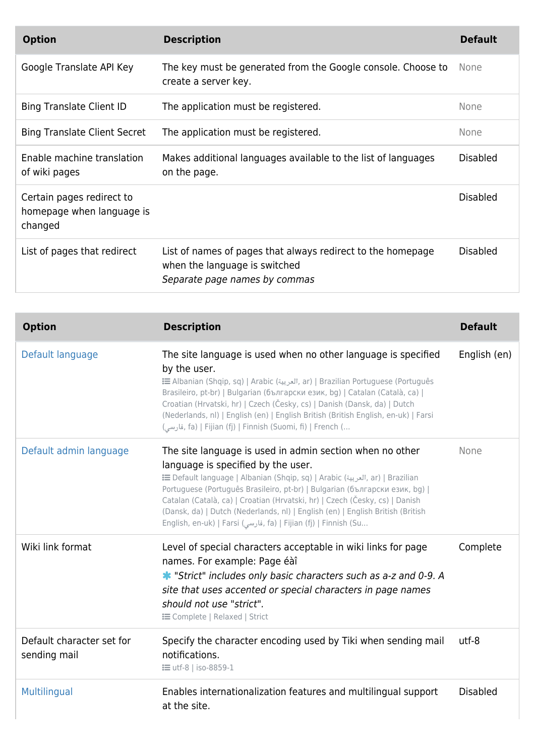| Option | Description | Default |
|---|---|---|
| Google Translate API Key | The key must be generated from the Google console. Choose to create a server key. | None |
| Bing Translate Client ID | The application must be registered. | None |
| Bing Translate Client Secret | The application must be registered. | None |
| Enable machine translation of wiki pages | Makes additional languages available to the list of languages on the page. | Disabled |
| Certain pages redirect to homepage when language is changed | | Disabled |
| List of pages that redirect | List of names of pages that always redirect to the homepage when the language is switched<br>*Separate page names by commas* | Disabled |

| Option | Description | Default |
|---|---|---|
| Default language | The site language is used when no other language is specified by the user.<br>Albanian (Shqip, sq) \| Arabic (العربية, ar) \| Brazilian Portuguese (Português Brasileiro, pt-br) \| Bulgarian (български език, bg) \| Catalan (Català, ca) \| Croatian (Hrvatski, hr) \| Czech (Česky, cs) \| Danish (Dansk, da) \| Dutch (Nederlands, nl) \| English (en) \| English British (British English, en-uk) \| Farsi (فارسي, fa) \| Fijian (fj) \| Finnish (Suomi, fi) \| French (... | English (en) |
| Default admin language | The site language is used in admin section when no other language is specified by the user.<br>Default language \| Albanian (Shqip, sq) \| Arabic (العربية, ar) \| Brazilian Portuguese (Português Brasileiro, pt-br) \| Bulgarian (български език, bg) \| Catalan (Català, ca) \| Croatian (Hrvatski, hr) \| Czech (Česky, cs) \| Danish (Dansk, da) \| Dutch (Nederlands, nl) \| English (en) \| English British (British English, en-uk) \| Farsi (فارسي, fa) \| Fijian (fj) \| Finnish (Su... | None |
| Wiki link format | Level of special characters acceptable in wiki links for page names. For example: Page éàî<br>*"Strict" includes only basic characters such as a-z and 0-9. A site that uses accented or special characters in page names should not use "strict".*<br>Complete \| Relaxed \| Strict | Complete |
| Default character set for sending mail | Specify the character encoding used by Tiki when sending mail notifications.<br>utf-8 \| iso-8859-1 | utf-8 |
| Multilingual | Enables internationalization features and multilingual support at the site. | Disabled |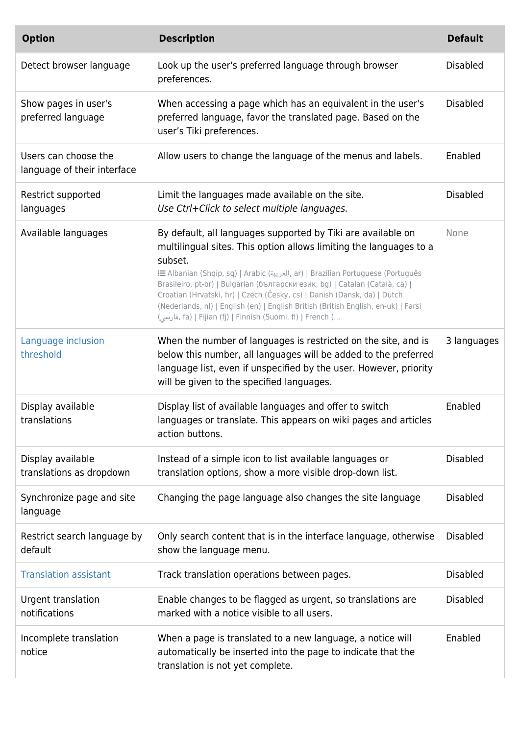| Option | Description | Default |
| --- | --- | --- |
| Detect browser language | Look up the user's preferred language through browser preferences. | Disabled |
| Show pages in user's preferred language | When accessing a page which has an equivalent in the user's preferred language, favor the translated page. Based on the user’s Tiki preferences. | Disabled |
| Users can choose the language of their interface | Allow users to change the language of the menus and labels. | Enabled |
| Restrict supported languages | Limit the languages made available on the site. *Use Ctrl+Click to select multiple languages.* | Disabled |
| Available languages | By default, all languages supported by Tiki are available on multilingual sites. This option allows limiting the languages to a subset. Albanian (Shqip, sq) \| Arabic (العربية, ar) \| Brazilian Portuguese (Português Brasileiro, pt-br) \| Bulgarian (български език, bg) \| Catalan (Català, ca) \| Croatian (Hrvatski, hr) \| Czech (Česky, cs) \| Danish (Dansk, da) \| Dutch (Nederlands, nl) \| English (en) \| English British (British English, en-uk) \| Farsi (فارسي, fa) \| Fijian (fj) \| Finnish (Suomi, fi) \| French (... | None |
| Language inclusion threshold | When the number of languages is restricted on the site, and is below this number, all languages will be added to the preferred language list, even if unspecified by the user. However, priority will be given to the specified languages. | 3 languages |
| Display available translations | Display list of available languages and offer to switch languages or translate. This appears on wiki pages and articles action buttons. | Enabled |
| Display available translations as dropdown | Instead of a simple icon to list available languages or translation options, show a more visible drop-down list. | Disabled |
| Synchronize page and site language | Changing the page language also changes the site language | Disabled |
| Restrict search language by default | Only search content that is in the interface language, otherwise show the language menu. | Disabled |
| Translation assistant | Track translation operations between pages. | Disabled |
| Urgent translation notifications | Enable changes to be flagged as urgent, so translations are marked with a notice visible to all users. | Disabled |
| Incomplete translation notice | When a page is translated to a new language, a notice will automatically be inserted into the page to indicate that the translation is not yet complete. | Enabled |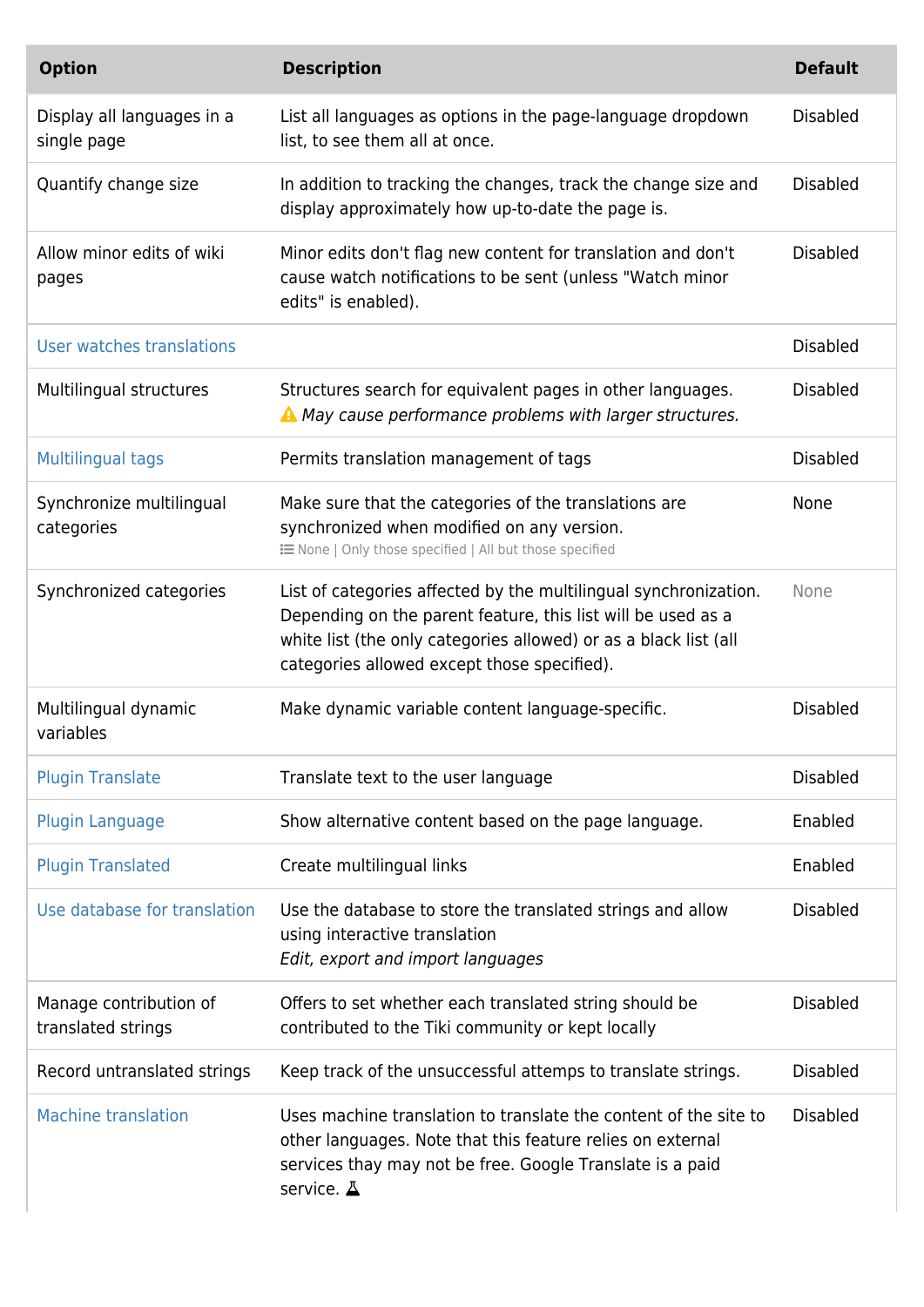| Option | Description | Default |
| --- | --- | --- |
| Display all languages in a single page | List all languages as options in the page-language dropdown list, to see them all at once. | Disabled |
| Quantify change size | In addition to tracking the changes, track the change size and display approximately how up-to-date the page is. | Disabled |
| Allow minor edits of wiki pages | Minor edits don't flag new content for translation and don't cause watch notifications to be sent (unless "Watch minor edits" is enabled). | Disabled |
| User watches translations | | Disabled |
| Multilingual structures | Structures search for equivalent pages in other languages. ⚠ *May cause performance problems with larger structures.* | Disabled |
| Multilingual tags | Permits translation management of tags | Disabled |
| Synchronize multilingual categories | Make sure that the categories of the translations are synchronized when modified on any version. None \| Only those specified \| All but those specified | None |
| Synchronized categories | List of categories affected by the multilingual synchronization. Depending on the parent feature, this list will be used as a white list (the only categories allowed) or as a black list (all categories allowed except those specified). | None |
| Multilingual dynamic variables | Make dynamic variable content language-specific. | Disabled |
| Plugin Translate | Translate text to the user language | Disabled |
| Plugin Language | Show alternative content based on the page language. | Enabled |
| Plugin Translated | Create multilingual links | Enabled |
| Use database for translation | Use the database to store the translated strings and allow using interactive translation *Edit, export and import languages* | Disabled |
| Manage contribution of translated strings | Offers to set whether each translated string should be contributed to the Tiki community or kept locally | Disabled |
| Record untranslated strings | Keep track of the unsuccessful attemps to translate strings. | Disabled |
| Machine translation | Uses machine translation to translate the content of the site to other languages. Note that this feature relies on external services thay may not be free. Google Translate is a paid service. | Disabled |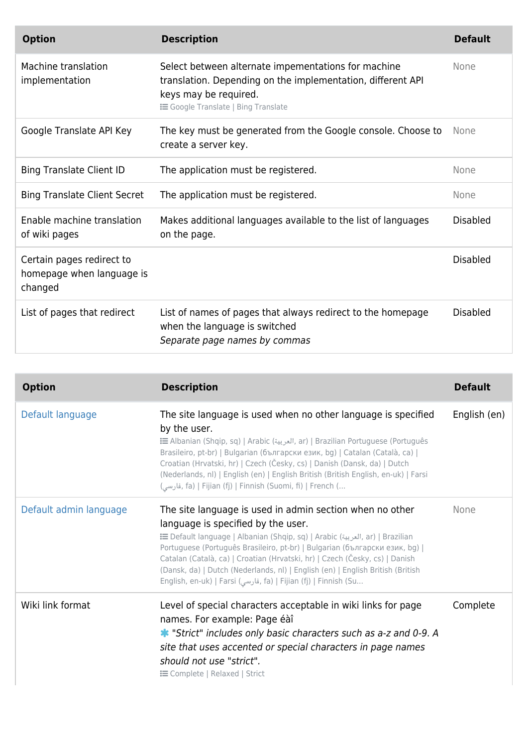| Option | Description | Default |
| --- | --- | --- |
| Machine translation implementation | Select between alternate impementations for machine translation. Depending on the implementation, different API keys may be required. Google Translate \| Bing Translate | None |
| Google Translate API Key | The key must be generated from the Google console. Choose to create a server key. | None |
| Bing Translate Client ID | The application must be registered. | None |
| Bing Translate Client Secret | The application must be registered. | None |
| Enable machine translation of wiki pages | Makes additional languages available to the list of languages on the page. | Disabled |
| Certain pages redirect to homepage when language is changed | | Disabled |
| List of pages that redirect | List of names of pages that always redirect to the homepage when the language is switched *Separate page names by commas* | Disabled |

| Option | Description | Default |
| --- | --- | --- |
| Default language | The site language is used when no other language is specified by the user. Albanian (Shqip, sq) \| Arabic (العربية, ar) \| Brazilian Portuguese (Português Brasileiro, pt-br) \| Bulgarian (български език, bg) \| Catalan (Català, ca) \| Croatian (Hrvatski, hr) \| Czech (Česky, cs) \| Danish (Dansk, da) \| Dutch (Nederlands, nl) \| English (en) \| English British (British English, en-uk) \| Farsi (فارسي, fa) \| Fijian (fj) \| Finnish (Suomi, fi) \| French (... | English (en) |
| Default admin language | The site language is used in admin section when no other language is specified by the user. Default language \| Albanian (Shqip, sq) \| Arabic (العربية, ar) \| Brazilian Portuguese (Português Brasileiro, pt-br) \| Bulgarian (български език, bg) \| Catalan (Català, ca) \| Croatian (Hrvatski, hr) \| Czech (Česky, cs) \| Danish (Dansk, da) \| Dutch (Nederlands, nl) \| English (en) \| English British (British English, en-uk) \| Farsi (فارسي, fa) \| Fijian (fj) \| Finnish (Su... | None |
| Wiki link format | Level of special characters acceptable in wiki links for page names. For example: Page éàî *"Strict" includes only basic characters such as a-z and 0-9. A site that uses accented or special characters in page names should not use "strict".* Complete \| Relaxed \| Strict | Complete |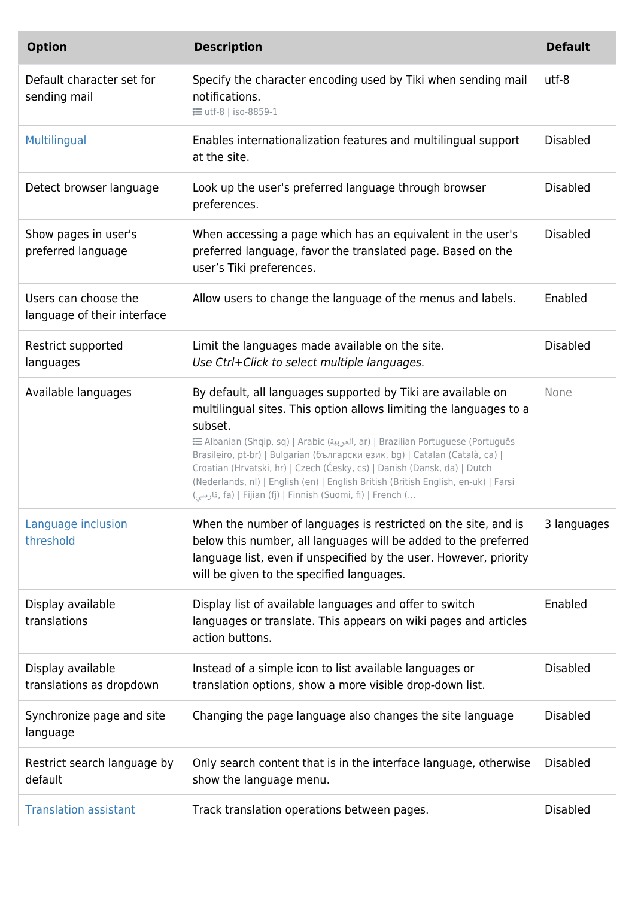| Option | Description | Default |
| --- | --- | --- |
| Default character set for sending mail | Specify the character encoding used by Tiki when sending mail notifications. utf-8 \| iso-8859-1 | utf-8 |
| Multilingual | Enables internationalization features and multilingual support at the site. | Disabled |
| Detect browser language | Look up the user's preferred language through browser preferences. | Disabled |
| Show pages in user's preferred language | When accessing a page which has an equivalent in the user's preferred language, favor the translated page. Based on the user’s Tiki preferences. | Disabled |
| Users can choose the language of their interface | Allow users to change the language of the menus and labels. | Enabled |
| Restrict supported languages | Limit the languages made available on the site. *Use Ctrl+Click to select multiple languages.* | Disabled |
| Available languages | By default, all languages supported by Tiki are available on multilingual sites. This option allows limiting the languages to a subset. Albanian (Shqip, sq) \| Arabic (العربية, ar) \| Brazilian Portuguese (Português Brasileiro, pt-br) \| Bulgarian (български език, bg) \| Catalan (Català, ca) \| Croatian (Hrvatski, hr) \| Czech (Česky, cs) \| Danish (Dansk, da) \| Dutch (Nederlands, nl) \| English (en) \| English British (British English, en-uk) \| Farsi (فارسی, fa) \| Fijian (fj) \| Finnish (Suomi, fi) \| French (... | None |
| Language inclusion threshold | When the number of languages is restricted on the site, and is below this number, all languages will be added to the preferred language list, even if unspecified by the user. However, priority will be given to the specified languages. | 3 languages |
| Display available translations | Display list of available languages and offer to switch languages or translate. This appears on wiki pages and articles action buttons. | Enabled |
| Display available translations as dropdown | Instead of a simple icon to list available languages or translation options, show a more visible drop-down list. | Disabled |
| Synchronize page and site language | Changing the page language also changes the site language | Disabled |
| Restrict search language by default | Only search content that is in the interface language, otherwise show the language menu. | Disabled |
| Translation assistant | Track translation operations between pages. | Disabled |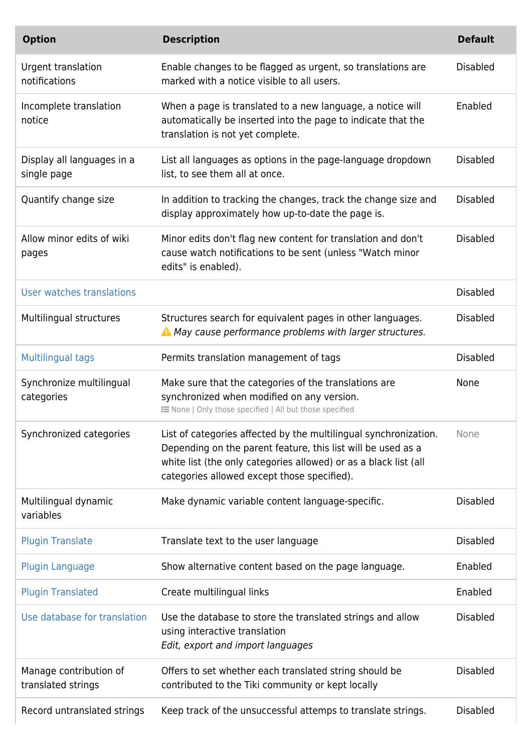| Option | Description | Default |
| --- | --- | --- |
| Urgent translation notifications | Enable changes to be flagged as urgent, so translations are marked with a notice visible to all users. | Disabled |
| Incomplete translation notice | When a page is translated to a new language, a notice will automatically be inserted into the page to indicate that the translation is not yet complete. | Enabled |
| Display all languages in a single page | List all languages as options in the page-language dropdown list, to see them all at once. | Disabled |
| Quantify change size | In addition to tracking the changes, track the change size and display approximately how up-to-date the page is. | Disabled |
| Allow minor edits of wiki pages | Minor edits don't flag new content for translation and don't cause watch notifications to be sent (unless "Watch minor edits" is enabled). | Disabled |
| User watches translations | | Disabled |
| Multilingual structures | Structures search for equivalent pages in other languages. ⚠ *May cause performance problems with larger structures.* | Disabled |
| Multilingual tags | Permits translation management of tags | Disabled |
| Synchronize multilingual categories | Make sure that the categories of the translations are synchronized when modified on any version. None \| Only those specified \| All but those specified | None |
| Synchronized categories | List of categories affected by the multilingual synchronization. Depending on the parent feature, this list will be used as a white list (the only categories allowed) or as a black list (all categories allowed except those specified). | None |
| Multilingual dynamic variables | Make dynamic variable content language-specific. | Disabled |
| Plugin Translate | Translate text to the user language | Disabled |
| Plugin Language | Show alternative content based on the page language. | Enabled |
| Plugin Translated | Create multilingual links | Enabled |
| Use database for translation | Use the database to store the translated strings and allow using interactive translation *Edit, export and import languages* | Disabled |
| Manage contribution of translated strings | Offers to set whether each translated string should be contributed to the Tiki community or kept locally | Disabled |
| Record untranslated strings | Keep track of the unsuccessful attemps to translate strings. | Disabled |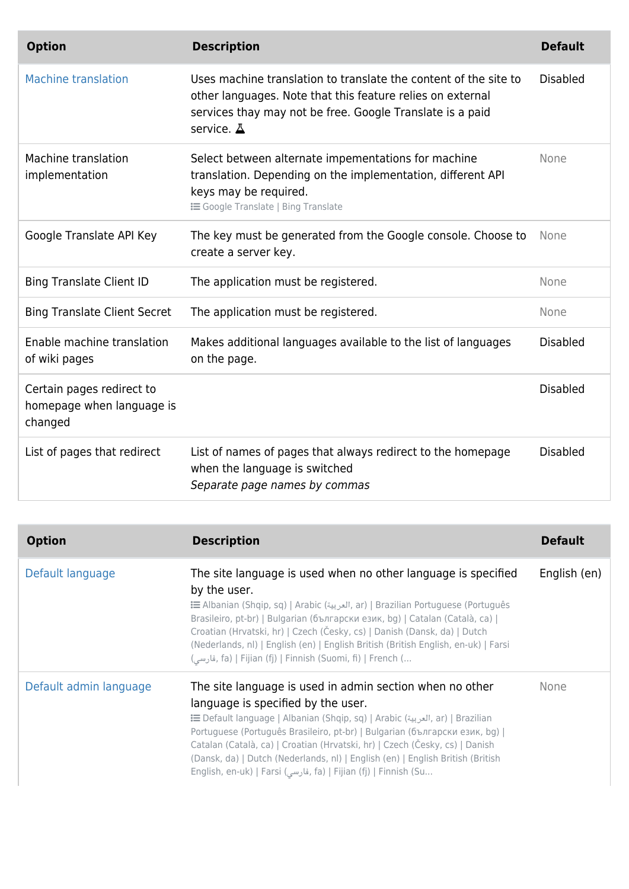| Option | Description | Default |
| --- | --- | --- |
| Machine translation | Uses machine translation to translate the content of the site to other languages. Note that this feature relies on external services thay may not be free. Google Translate is a paid service. | Disabled |
| Machine translation implementation | Select between alternate impementations for machine translation. Depending on the implementation, different API keys may be required. Google Translate \| Bing Translate | None |
| Google Translate API Key | The key must be generated from the Google console. Choose to create a server key. | None |
| Bing Translate Client ID | The application must be registered. | None |
| Bing Translate Client Secret | The application must be registered. | None |
| Enable machine translation of wiki pages | Makes additional languages available to the list of languages on the page. | Disabled |
| Certain pages redirect to homepage when language is changed | | Disabled |
| List of pages that redirect | List of names of pages that always redirect to the homepage when the language is switched *Separate page names by commas* | Disabled |

| Option | Description | Default |
| --- | --- | --- |
| Default language | The site language is used when no other language is specified by the user. Albanian (Shqip, sq) \| Arabic (العربية, ar) \| Brazilian Portuguese (Português Brasileiro, pt-br) \| Bulgarian (български език, bg) \| Catalan (Català, ca) \| Croatian (Hrvatski, hr) \| Czech (Česky, cs) \| Danish (Dansk, da) \| Dutch (Nederlands, nl) \| English (en) \| English British (British English, en-uk) \| Farsi (فارسی, fa) \| Fijian (fj) \| Finnish (Suomi, fi) \| French (... | English (en) |
| Default admin language | The site language is used in admin section when no other language is specified by the user. Default language \| Albanian (Shqip, sq) \| Arabic (العربية, ar) \| Brazilian Portuguese (Português Brasileiro, pt-br) \| Bulgarian (български език, bg) \| Catalan (Català, ca) \| Croatian (Hrvatski, hr) \| Czech (Česky, cs) \| Danish (Dansk, da) \| Dutch (Nederlands, nl) \| English (en) \| English British (British English, en-uk) \| Farsi (فارسی, fa) \| Fijian (fj) \| Finnish (Su... | None |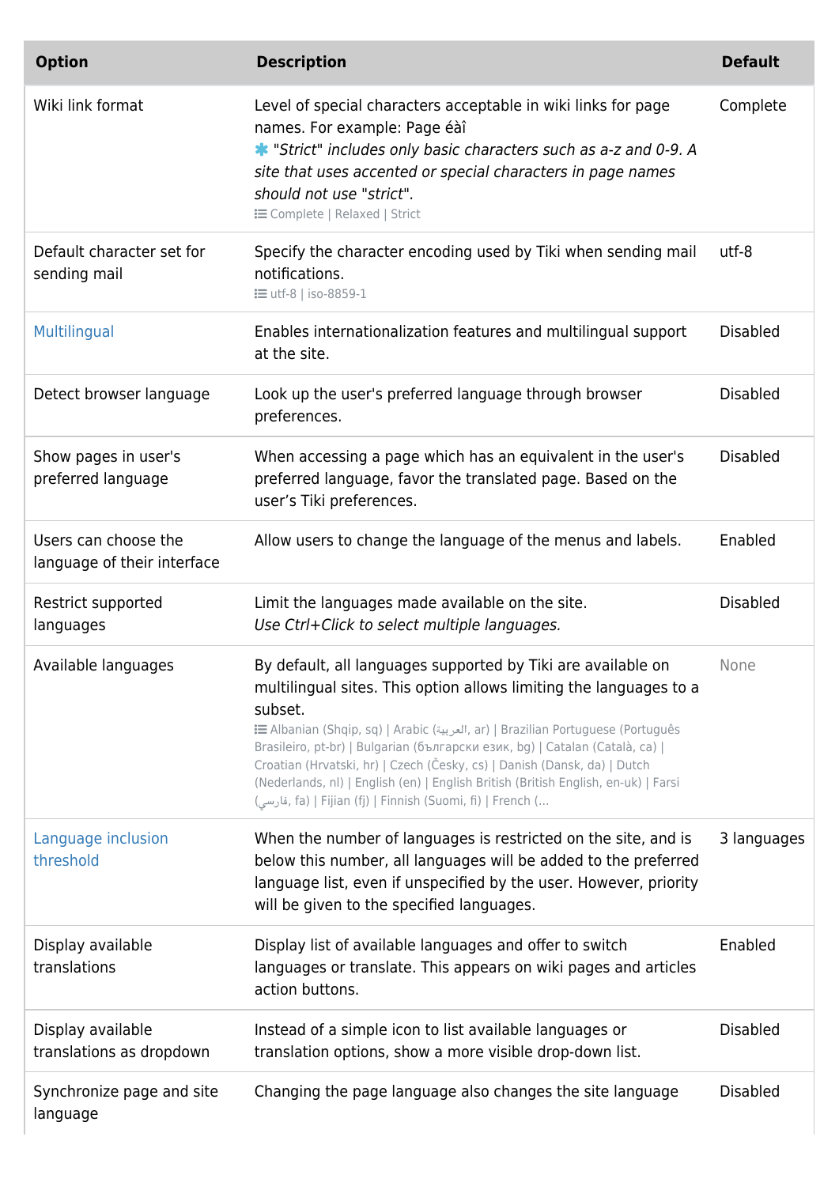| Option | Description | Default |
| --- | --- | --- |
| Wiki link format | Level of special characters acceptable in wiki links for page names. For example: Page éàî<br>✱ *"Strict" includes only basic characters such as a-z and 0-9. A site that uses accented or special characters in page names should not use "strict".*<br>Complete \| Relaxed \| Strict | Complete |
| Default character set for sending mail | Specify the character encoding used by Tiki when sending mail notifications.<br>utf-8 \| iso-8859-1 | utf-8 |
| Multilingual | Enables internationalization features and multilingual support at the site. | Disabled |
| Detect browser language | Look up the user's preferred language through browser preferences. | Disabled |
| Show pages in user's preferred language | When accessing a page which has an equivalent in the user's preferred language, favor the translated page. Based on the user's Tiki preferences. | Disabled |
| Users can choose the language of their interface | Allow users to change the language of the menus and labels. | Enabled |
| Restrict supported languages | Limit the languages made available on the site.<br>*Use Ctrl+Click to select multiple languages.* | Disabled |
| Available languages | By default, all languages supported by Tiki are available on multilingual sites. This option allows limiting the languages to a subset.<br>Albanian (Shqip, sq) \| Arabic (العربية, ar) \| Brazilian Portuguese (Português Brasileiro, pt-br) \| Bulgarian (български език, bg) \| Catalan (Català, ca) \| Croatian (Hrvatski, hr) \| Czech (Česky, cs) \| Danish (Dansk, da) \| Dutch (Nederlands, nl) \| English (en) \| English British (British English, en-uk) \| Farsi (فارسي, fa) \| Fijian (fj) \| Finnish (Suomi, fi) \| French (... | None |
| Language inclusion threshold | When the number of languages is restricted on the site, and is below this number, all languages will be added to the preferred language list, even if unspecified by the user. However, priority will be given to the specified languages. | 3 languages |
| Display available translations | Display list of available languages and offer to switch languages or translate. This appears on wiki pages and articles action buttons. | Enabled |
| Display available translations as dropdown | Instead of a simple icon to list available languages or translation options, show a more visible drop-down list. | Disabled |
| Synchronize page and site language | Changing the page language also changes the site language | Disabled |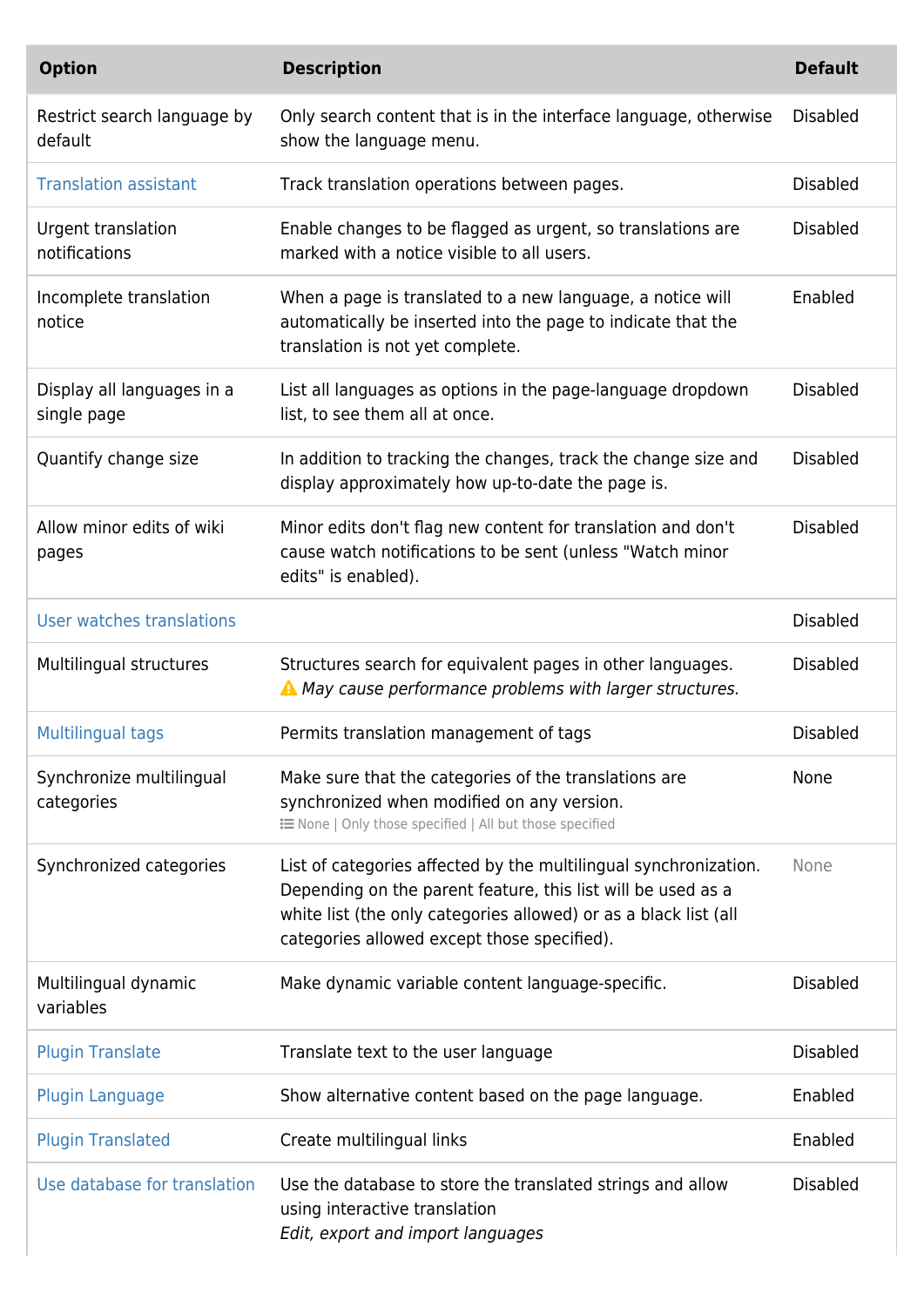| Option | Description | Default |
|---|---|---|
| Restrict search language by default | Only search content that is in the interface language, otherwise show the language menu. | Disabled |
| Translation assistant | Track translation operations between pages. | Disabled |
| Urgent translation notifications | Enable changes to be flagged as urgent, so translations are marked with a notice visible to all users. | Disabled |
| Incomplete translation notice | When a page is translated to a new language, a notice will automatically be inserted into the page to indicate that the translation is not yet complete. | Enabled |
| Display all languages in a single page | List all languages as options in the page-language dropdown list, to see them all at once. | Disabled |
| Quantify change size | In addition to tracking the changes, track the change size and display approximately how up-to-date the page is. | Disabled |
| Allow minor edits of wiki pages | Minor edits don't flag new content for translation and don't cause watch notifications to be sent (unless "Watch minor edits" is enabled). | Disabled |
| User watches translations | | Disabled |
| Multilingual structures | Structures search for equivalent pages in other languages. ⚠ *May cause performance problems with larger structures.* | Disabled |
| Multilingual tags | Permits translation management of tags | Disabled |
| Synchronize multilingual categories | Make sure that the categories of the translations are synchronized when modified on any version. None \| Only those specified \| All but those specified | None |
| Synchronized categories | List of categories affected by the multilingual synchronization. Depending on the parent feature, this list will be used as a white list (the only categories allowed) or as a black list (all categories allowed except those specified). | None |
| Multilingual dynamic variables | Make dynamic variable content language-specific. | Disabled |
| Plugin Translate | Translate text to the user language | Disabled |
| Plugin Language | Show alternative content based on the page language. | Enabled |
| Plugin Translated | Create multilingual links | Enabled |
| Use database for translation | Use the database to store the translated strings and allow using interactive translation *Edit, export and import languages* | Disabled |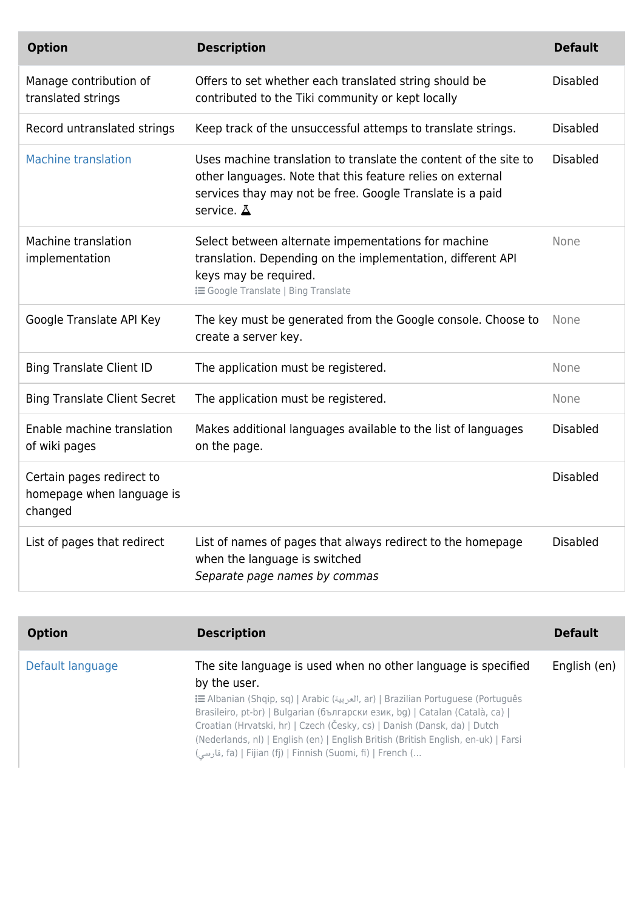| Option | Description | Default |
| --- | --- | --- |
| Manage contribution of translated strings | Offers to set whether each translated string should be contributed to the Tiki community or kept locally | Disabled |
| Record untranslated strings | Keep track of the unsuccessful attemps to translate strings. | Disabled |
| Machine translation | Uses machine translation to translate the content of the site to other languages. Note that this feature relies on external services thay may not be free. Google Translate is a paid service. | Disabled |
| Machine translation implementation | Select between alternate impementations for machine translation. Depending on the implementation, different API keys may be required. Google Translate \| Bing Translate | None |
| Google Translate API Key | The key must be generated from the Google console. Choose to create a server key. | None |
| Bing Translate Client ID | The application must be registered. | None |
| Bing Translate Client Secret | The application must be registered. | None |
| Enable machine translation of wiki pages | Makes additional languages available to the list of languages on the page. | Disabled |
| Certain pages redirect to homepage when language is changed | | Disabled |
| List of pages that redirect | List of names of pages that always redirect to the homepage when the language is switched *Separate page names by commas* | Disabled |

| Option | Description | Default |
| --- | --- | --- |
| Default language | The site language is used when no other language is specified by the user. Albanian (Shqip, sq) \| Arabic (العربية, ar) \| Brazilian Portuguese (Português Brasileiro, pt-br) \| Bulgarian (български език, bg) \| Catalan (Català, ca) \| Croatian (Hrvatski, hr) \| Czech (Česky, cs) \| Danish (Dansk, da) \| Dutch (Nederlands, nl) \| English (en) \| English British (British English, en-uk) \| Farsi (فارسي, fa) \| Fijian (fj) \| Finnish (Suomi, fi) \| French (... | English (en) |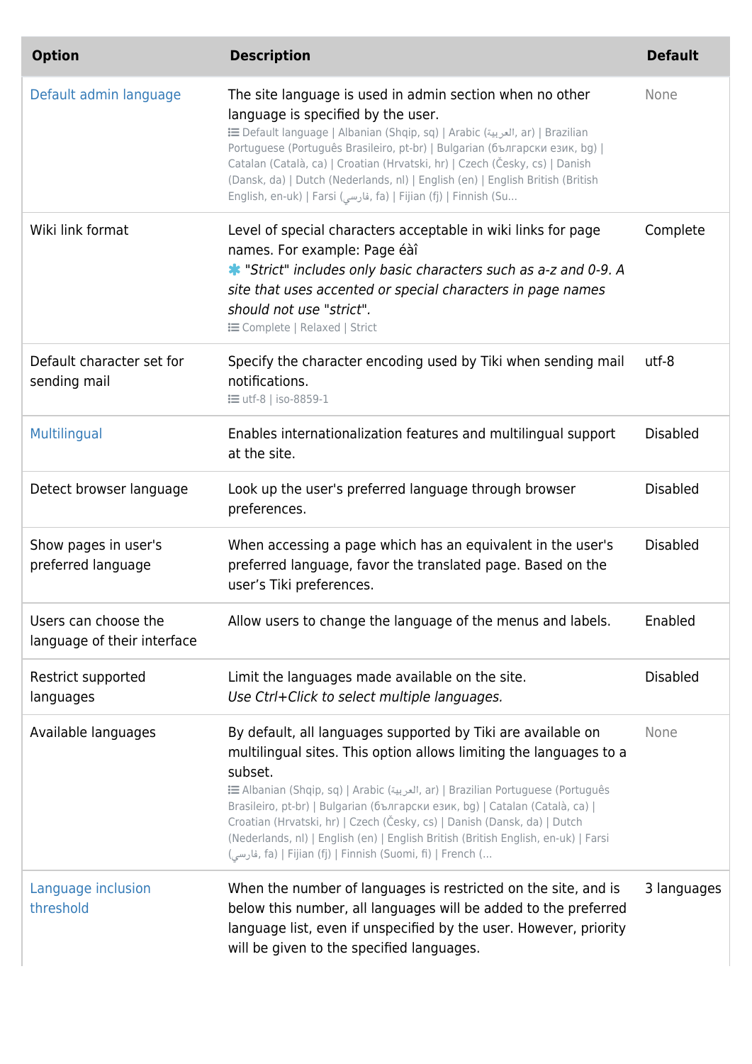| Option | Description | Default |
|---|---|---|
| Default admin language | The site language is used in admin section when no other language is specified by the user. Default language \| Albanian (Shqip, sq) \| Arabic (العربية, ar) \| Brazilian Portuguese (Português Brasileiro, pt-br) \| Bulgarian (български език, bg) \| Catalan (Català, ca) \| Croatian (Hrvatski, hr) \| Czech (Česky, cs) \| Danish (Dansk, da) \| Dutch (Nederlands, nl) \| English (en) \| English British (British English, en-uk) \| Farsi (فارسي, fa) \| Fijian (fj) \| Finnish (Su... | None |
| Wiki link format | Level of special characters acceptable in wiki links for page names. For example: Page éàî *"Strict" includes only basic characters such as a-z and 0-9. A site that uses accented or special characters in page names should not use "strict".* Complete \| Relaxed \| Strict | Complete |
| Default character set for sending mail | Specify the character encoding used by Tiki when sending mail notifications. utf-8 \| iso-8859-1 | utf-8 |
| Multilingual | Enables internationalization features and multilingual support at the site. | Disabled |
| Detect browser language | Look up the user's preferred language through browser preferences. | Disabled |
| Show pages in user's preferred language | When accessing a page which has an equivalent in the user's preferred language, favor the translated page. Based on the user's Tiki preferences. | Disabled |
| Users can choose the language of their interface | Allow users to change the language of the menus and labels. | Enabled |
| Restrict supported languages | Limit the languages made available on the site. *Use Ctrl+Click to select multiple languages.* | Disabled |
| Available languages | By default, all languages supported by Tiki are available on multilingual sites. This option allows limiting the languages to a subset. Albanian (Shqip, sq) \| Arabic (العربية, ar) \| Brazilian Portuguese (Português Brasileiro, pt-br) \| Bulgarian (български език, bg) \| Catalan (Català, ca) \| Croatian (Hrvatski, hr) \| Czech (Česky, cs) \| Danish (Dansk, da) \| Dutch (Nederlands, nl) \| English (en) \| English British (British English, en-uk) \| Farsi (فارسي, fa) \| Fijian (fj) \| Finnish (Suomi, fi) \| French (... | None |
| Language inclusion threshold | When the number of languages is restricted on the site, and is below this number, all languages will be added to the preferred language list, even if unspecified by the user. However, priority will be given to the specified languages. | 3 languages |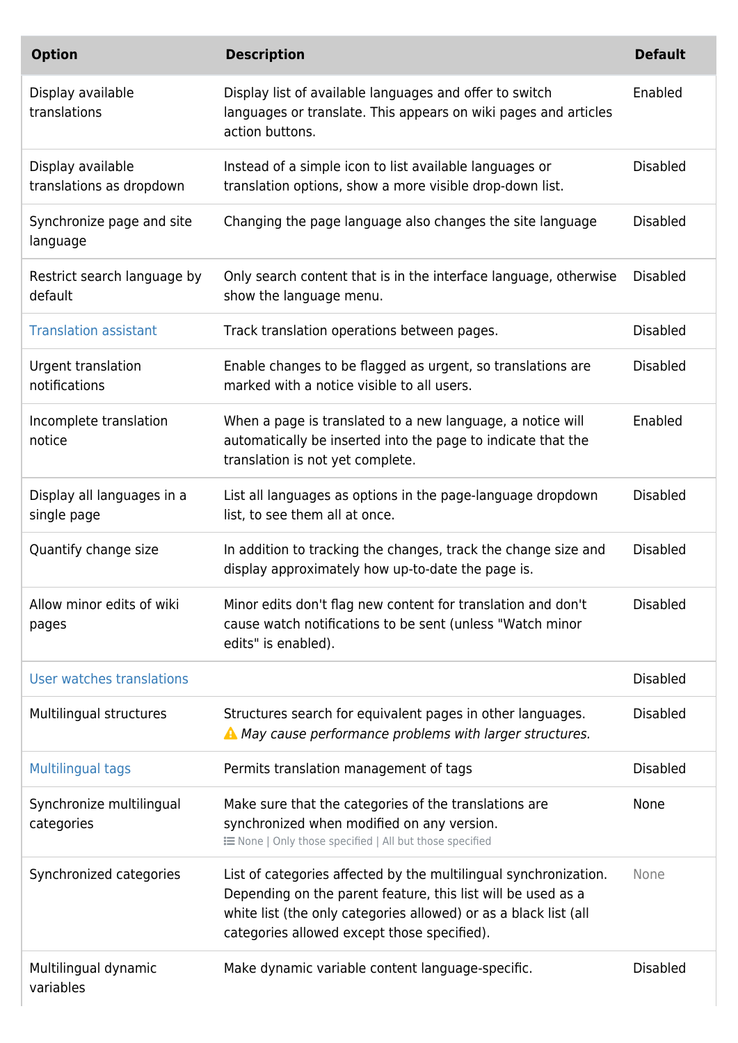| Option | Description | Default |
| --- | --- | --- |
| Display available translations | Display list of available languages and offer to switch languages or translate. This appears on wiki pages and articles action buttons. | Enabled |
| Display available translations as dropdown | Instead of a simple icon to list available languages or translation options, show a more visible drop-down list. | Disabled |
| Synchronize page and site language | Changing the page language also changes the site language | Disabled |
| Restrict search language by default | Only search content that is in the interface language, otherwise show the language menu. | Disabled |
| Translation assistant | Track translation operations between pages. | Disabled |
| Urgent translation notifications | Enable changes to be flagged as urgent, so translations are marked with a notice visible to all users. | Disabled |
| Incomplete translation notice | When a page is translated to a new language, a notice will automatically be inserted into the page to indicate that the translation is not yet complete. | Enabled |
| Display all languages in a single page | List all languages as options in the page-language dropdown list, to see them all at once. | Disabled |
| Quantify change size | In addition to tracking the changes, track the change size and display approximately how up-to-date the page is. | Disabled |
| Allow minor edits of wiki pages | Minor edits don't flag new content for translation and don't cause watch notifications to be sent (unless "Watch minor edits" is enabled). | Disabled |
| User watches translations | | Disabled |
| Multilingual structures | Structures search for equivalent pages in other languages. ⚠ *May cause performance problems with larger structures.* | Disabled |
| Multilingual tags | Permits translation management of tags | Disabled |
| Synchronize multilingual categories | Make sure that the categories of the translations are synchronized when modified on any version. None \| Only those specified \| All but those specified | None |
| Synchronized categories | List of categories affected by the multilingual synchronization. Depending on the parent feature, this list will be used as a white list (the only categories allowed) or as a black list (all categories allowed except those specified). | None |
| Multilingual dynamic variables | Make dynamic variable content language-specific. | Disabled |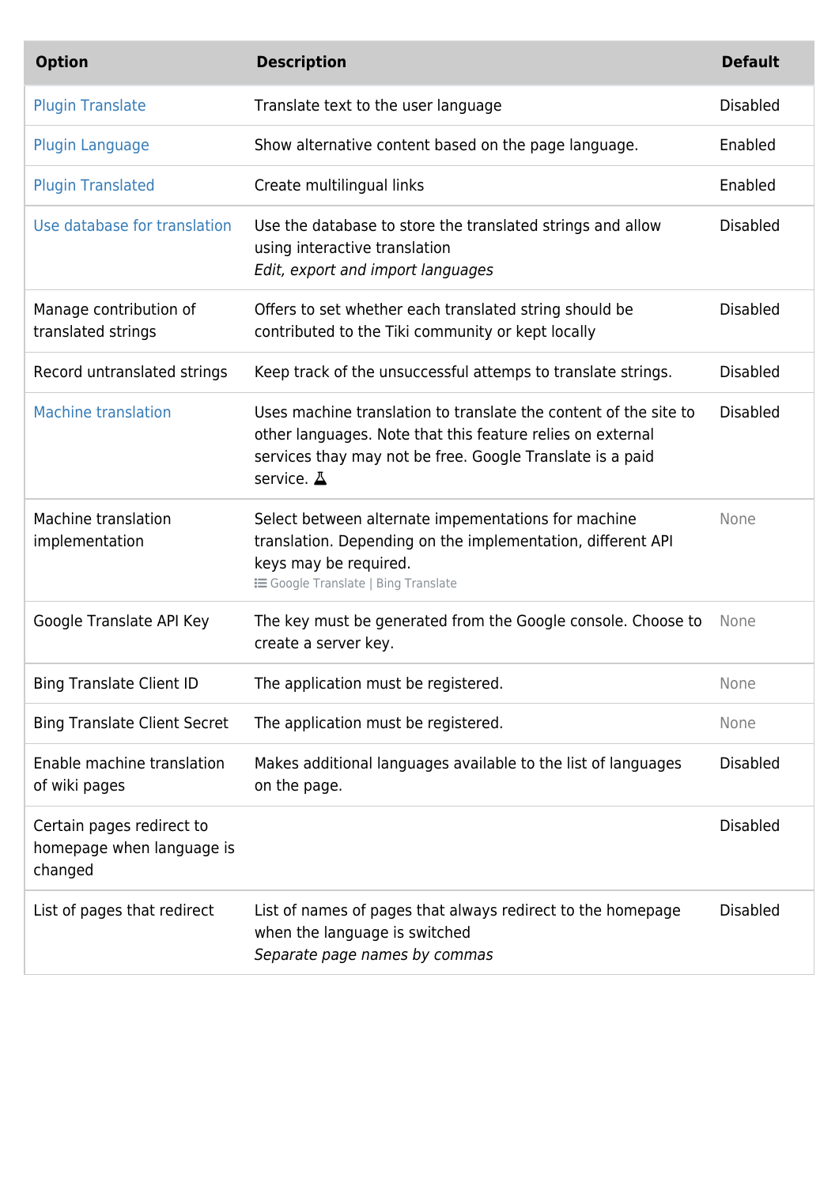| Option | Description | Default |
|---|---|---|
| Plugin Translate | Translate text to the user language | Disabled |
| Plugin Language | Show alternative content based on the page language. | Enabled |
| Plugin Translated | Create multilingual links | Enabled |
| Use database for translation | Use the database to store the translated strings and allow using interactive translation *Edit, export and import languages* | Disabled |
| Manage contribution of translated strings | Offers to set whether each translated string should be contributed to the Tiki community or kept locally | Disabled |
| Record untranslated strings | Keep track of the unsuccessful attemps to translate strings. | Disabled |
| Machine translation | Uses machine translation to translate the content of the site to other languages. Note that this feature relies on external services thay may not be free. Google Translate is a paid service. | Disabled |
| Machine translation implementation | Select between alternate impementations for machine translation. Depending on the implementation, different API keys may be required. Google Translate \| Bing Translate | None |
| Google Translate API Key | The key must be generated from the Google console. Choose to create a server key. | None |
| Bing Translate Client ID | The application must be registered. | None |
| Bing Translate Client Secret | The application must be registered. | None |
| Enable machine translation of wiki pages | Makes additional languages available to the list of languages on the page. | Disabled |
| Certain pages redirect to homepage when language is changed | | Disabled |
| List of pages that redirect | List of names of pages that always redirect to the homepage when the language is switched *Separate page names by commas* | Disabled |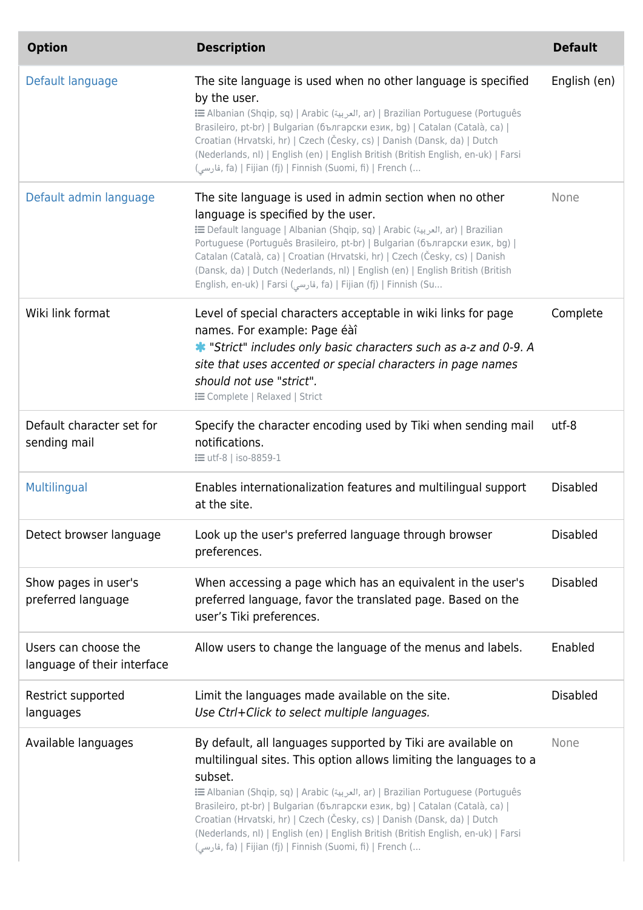| Option | Description | Default |
| --- | --- | --- |
| Default language | The site language is used when no other language is specified by the user. Albanian (Shqip, sq) \| Arabic (العربية, ar) \| Brazilian Portuguese (Português Brasileiro, pt-br) \| Bulgarian (български език, bg) \| Catalan (Català, ca) \| Croatian (Hrvatski, hr) \| Czech (Česky, cs) \| Danish (Dansk, da) \| Dutch (Nederlands, nl) \| English (en) \| English British (British English, en-uk) \| Farsi (فارسی, fa) \| Fijian (fj) \| Finnish (Suomi, fi) \| French (... | English (en) |
| Default admin language | The site language is used in admin section when no other language is specified by the user. Default language \| Albanian (Shqip, sq) \| Arabic (العربية, ar) \| Brazilian Portuguese (Português Brasileiro, pt-br) \| Bulgarian (български език, bg) \| Catalan (Català, ca) \| Croatian (Hrvatski, hr) \| Czech (Česky, cs) \| Danish (Dansk, da) \| Dutch (Nederlands, nl) \| English (en) \| English British (British English, en-uk) \| Farsi (فارسی, fa) \| Fijian (fj) \| Finnish (Su... | None |
| Wiki link format | Level of special characters acceptable in wiki links for page names. For example: Page éàî *"Strict" includes only basic characters such as a-z and 0-9. A site that uses accented or special characters in page names should not use "strict".* Complete \| Relaxed \| Strict | Complete |
| Default character set for sending mail | Specify the character encoding used by Tiki when sending mail notifications. utf-8 \| iso-8859-1 | utf-8 |
| Multilingual | Enables internationalization features and multilingual support at the site. | Disabled |
| Detect browser language | Look up the user's preferred language through browser preferences. | Disabled |
| Show pages in user's preferred language | When accessing a page which has an equivalent in the user's preferred language, favor the translated page. Based on the user’s Tiki preferences. | Disabled |
| Users can choose the language of their interface | Allow users to change the language of the menus and labels. | Enabled |
| Restrict supported languages | Limit the languages made available on the site. *Use Ctrl+Click to select multiple languages.* | Disabled |
| Available languages | By default, all languages supported by Tiki are available on multilingual sites. This option allows limiting the languages to a subset. Albanian (Shqip, sq) \| Arabic (العربية, ar) \| Brazilian Portuguese (Português Brasileiro, pt-br) \| Bulgarian (български език, bg) \| Catalan (Català, ca) \| Croatian (Hrvatski, hr) \| Czech (Česky, cs) \| Danish (Dansk, da) \| Dutch (Nederlands, nl) \| English (en) \| English British (British English, en-uk) \| Farsi (فارسی, fa) \| Fijian (fj) \| Finnish (Suomi, fi) \| French (... | None |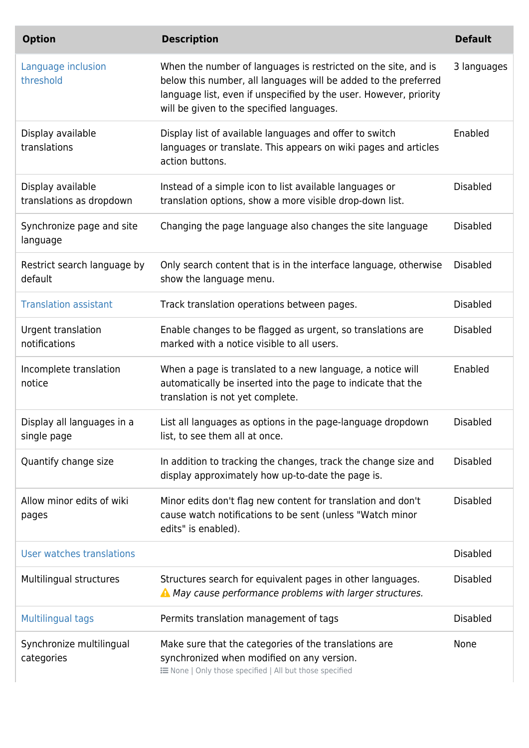| Option | Description | Default |
|---|---|---|
| Language inclusion threshold | When the number of languages is restricted on the site, and is below this number, all languages will be added to the preferred language list, even if unspecified by the user. However, priority will be given to the specified languages. | 3 languages |
| Display available translations | Display list of available languages and offer to switch languages or translate. This appears on wiki pages and articles action buttons. | Enabled |
| Display available translations as dropdown | Instead of a simple icon to list available languages or translation options, show a more visible drop-down list. | Disabled |
| Synchronize page and site language | Changing the page language also changes the site language | Disabled |
| Restrict search language by default | Only search content that is in the interface language, otherwise show the language menu. | Disabled |
| Translation assistant | Track translation operations between pages. | Disabled |
| Urgent translation notifications | Enable changes to be flagged as urgent, so translations are marked with a notice visible to all users. | Disabled |
| Incomplete translation notice | When a page is translated to a new language, a notice will automatically be inserted into the page to indicate that the translation is not yet complete. | Enabled |
| Display all languages in a single page | List all languages as options in the page-language dropdown list, to see them all at once. | Disabled |
| Quantify change size | In addition to tracking the changes, track the change size and display approximately how up-to-date the page is. | Disabled |
| Allow minor edits of wiki pages | Minor edits don't flag new content for translation and don't cause watch notifications to be sent (unless "Watch minor edits" is enabled). | Disabled |
| User watches translations | | Disabled |
| Multilingual structures | Structures search for equivalent pages in other languages. ⚠ *May cause performance problems with larger structures.* | Disabled |
| Multilingual tags | Permits translation management of tags | Disabled |
| Synchronize multilingual categories | Make sure that the categories of the translations are synchronized when modified on any version. None \| Only those specified \| All but those specified | None |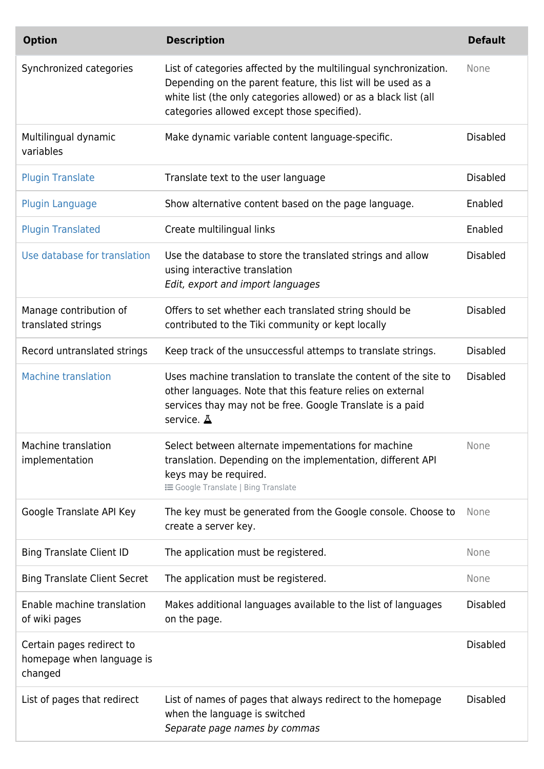| Option | Description | Default |
| --- | --- | --- |
| Synchronized categories | List of categories affected by the multilingual synchronization. Depending on the parent feature, this list will be used as a white list (the only categories allowed) or as a black list (all categories allowed except those specified). | None |
| Multilingual dynamic variables | Make dynamic variable content language-specific. | Disabled |
| Plugin Translate | Translate text to the user language | Disabled |
| Plugin Language | Show alternative content based on the page language. | Enabled |
| Plugin Translated | Create multilingual links | Enabled |
| Use database for translation | Use the database to store the translated strings and allow using interactive translation *Edit, export and import languages* | Disabled |
| Manage contribution of translated strings | Offers to set whether each translated string should be contributed to the Tiki community or kept locally | Disabled |
| Record untranslated strings | Keep track of the unsuccessful attemps to translate strings. | Disabled |
| Machine translation | Uses machine translation to translate the content of the site to other languages. Note that this feature relies on external services thay may not be free. Google Translate is a paid service. | Disabled |
| Machine translation implementation | Select between alternate impementations for machine translation. Depending on the implementation, different API keys may be required. Google Translate \| Bing Translate | None |
| Google Translate API Key | The key must be generated from the Google console. Choose to create a server key. | None |
| Bing Translate Client ID | The application must be registered. | None |
| Bing Translate Client Secret | The application must be registered. | None |
| Enable machine translation of wiki pages | Makes additional languages available to the list of languages on the page. | Disabled |
| Certain pages redirect to homepage when language is changed | | Disabled |
| List of pages that redirect | List of names of pages that always redirect to the homepage when the language is switched *Separate page names by commas* | Disabled |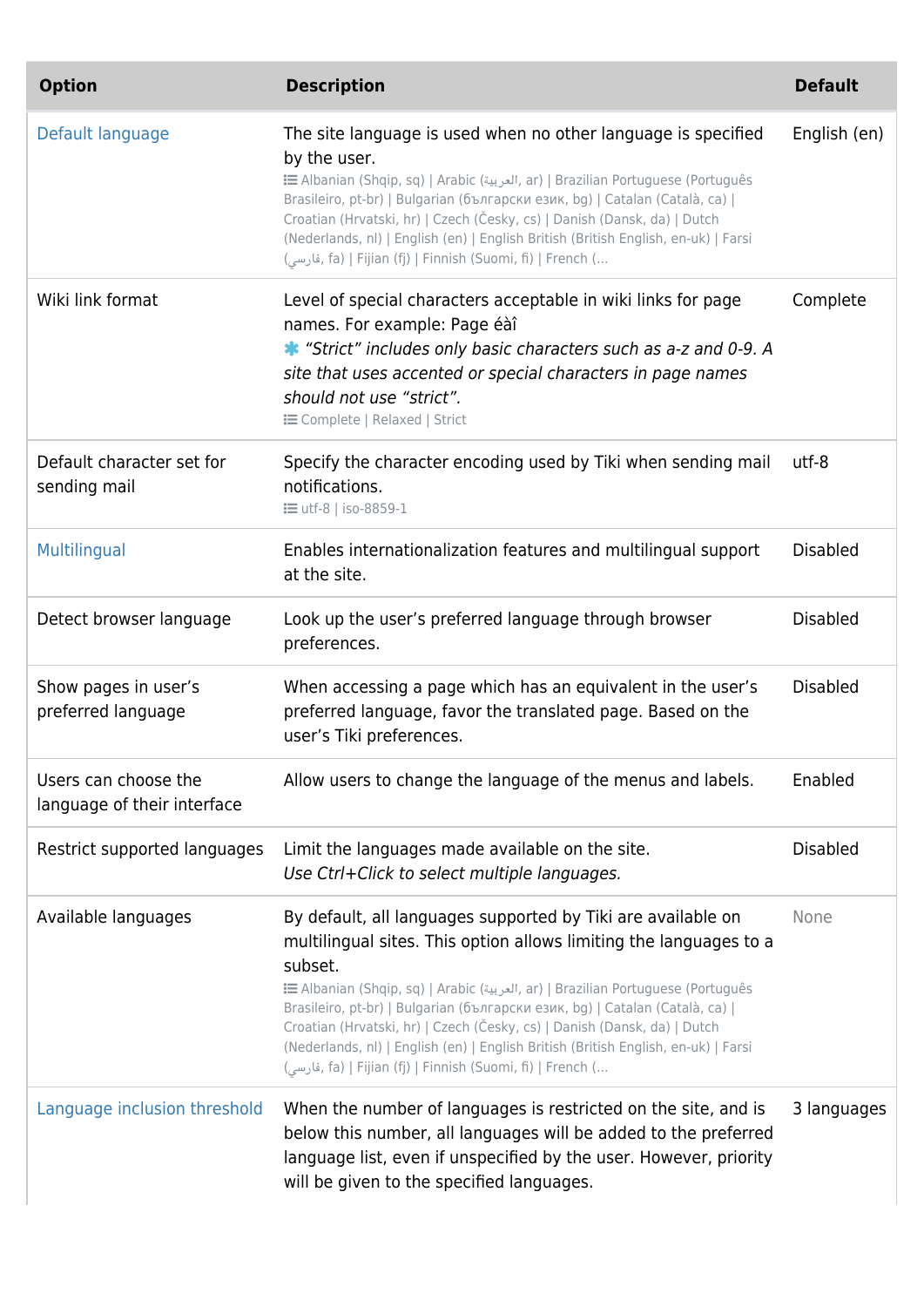| Option | Description | Default |
| --- | --- | --- |
| Default language | The site language is used when no other language is specified by the user. Albanian (Shqip, sq) \| Arabic (العربية, ar) \| Brazilian Portuguese (Português Brasileiro, pt-br) \| Bulgarian (български език, bg) \| Catalan (Català, ca) \| Croatian (Hrvatski, hr) \| Czech (Česky, cs) \| Danish (Dansk, da) \| Dutch (Nederlands, nl) \| English (en) \| English British (British English, en-uk) \| Farsi (فارسي, fa) \| Fijian (fj) \| Finnish (Suomi, fi) \| French (... | English (en) |
| Wiki link format | Level of special characters acceptable in wiki links for page names. For example: Page éàî *"Strict" includes only basic characters such as a-z and 0-9. A site that uses accented or special characters in page names should not use "strict".* Complete \| Relaxed \| Strict | Complete |
| Default character set for sending mail | Specify the character encoding used by Tiki when sending mail notifications. utf-8 \| iso-8859-1 | utf-8 |
| Multilingual | Enables internationalization features and multilingual support at the site. | Disabled |
| Detect browser language | Look up the user's preferred language through browser preferences. | Disabled |
| Show pages in user's preferred language | When accessing a page which has an equivalent in the user's preferred language, favor the translated page. Based on the user's Tiki preferences. | Disabled |
| Users can choose the language of their interface | Allow users to change the language of the menus and labels. | Enabled |
| Restrict supported languages | Limit the languages made available on the site. *Use Ctrl+Click to select multiple languages.* | Disabled |
| Available languages | By default, all languages supported by Tiki are available on multilingual sites. This option allows limiting the languages to a subset. Albanian (Shqip, sq) \| Arabic (العربية, ar) \| Brazilian Portuguese (Português Brasileiro, pt-br) \| Bulgarian (български език, bg) \| Catalan (Català, ca) \| Croatian (Hrvatski, hr) \| Czech (Česky, cs) \| Danish (Dansk, da) \| Dutch (Nederlands, nl) \| English (en) \| English British (British English, en-uk) \| Farsi (فارسي, fa) \| Fijian (fj) \| Finnish (Suomi, fi) \| French (... | None |
| Language inclusion threshold | When the number of languages is restricted on the site, and is below this number, all languages will be added to the preferred language list, even if unspecified by the user. However, priority will be given to the specified languages. | 3 languages |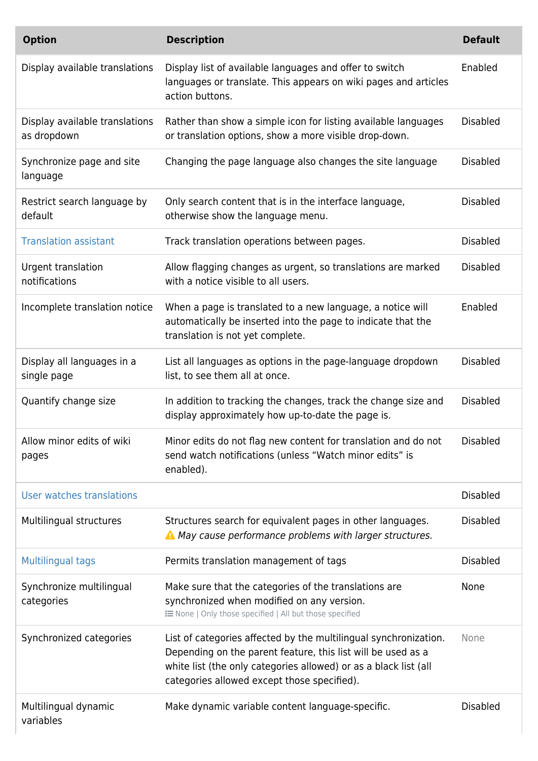| Option | Description | Default |
| --- | --- | --- |
| Display available translations | Display list of available languages and offer to switch languages or translate. This appears on wiki pages and articles action buttons. | Enabled |
| Display available translations as dropdown | Rather than show a simple icon for listing available languages or translation options, show a more visible drop-down. | Disabled |
| Synchronize page and site language | Changing the page language also changes the site language | Disabled |
| Restrict search language by default | Only search content that is in the interface language, otherwise show the language menu. | Disabled |
| Translation assistant | Track translation operations between pages. | Disabled |
| Urgent translation notifications | Allow flagging changes as urgent, so translations are marked with a notice visible to all users. | Disabled |
| Incomplete translation notice | When a page is translated to a new language, a notice will automatically be inserted into the page to indicate that the translation is not yet complete. | Enabled |
| Display all languages in a single page | List all languages as options in the page-language dropdown list, to see them all at once. | Disabled |
| Quantify change size | In addition to tracking the changes, track the change size and display approximately how up-to-date the page is. | Disabled |
| Allow minor edits of wiki pages | Minor edits do not flag new content for translation and do not send watch notifications (unless “Watch minor edits” is enabled). | Disabled |
| User watches translations | | Disabled |
| Multilingual structures | Structures search for equivalent pages in other languages. ⚠ *May cause performance problems with larger structures.* | Disabled |
| Multilingual tags | Permits translation management of tags | Disabled |
| Synchronize multilingual categories | Make sure that the categories of the translations are synchronized when modified on any version. None \| Only those specified \| All but those specified | None |
| Synchronized categories | List of categories affected by the multilingual synchronization. Depending on the parent feature, this list will be used as a white list (the only categories allowed) or as a black list (all categories allowed except those specified). | None |
| Multilingual dynamic variables | Make dynamic variable content language-specific. | Disabled |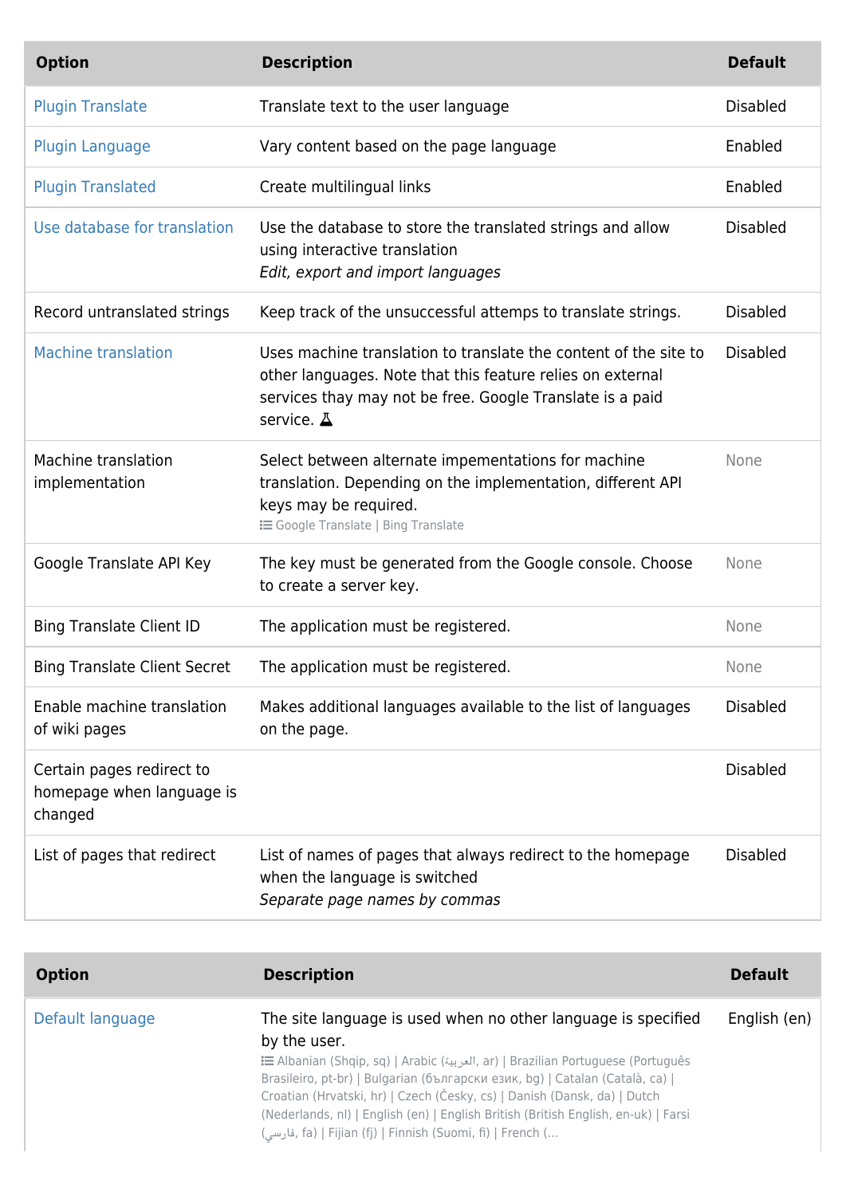| Option | Description | Default |
| --- | --- | --- |
| Plugin Translate | Translate text to the user language | Disabled |
| Plugin Language | Vary content based on the page language | Enabled |
| Plugin Translated | Create multilingual links | Enabled |
| Use database for translation | Use the database to store the translated strings and allow using interactive translation *Edit, export and import languages* | Disabled |
| Record untranslated strings | Keep track of the unsuccessful attemps to translate strings. | Disabled |
| Machine translation | Uses machine translation to translate the content of the site to other languages. Note that this feature relies on external services thay may not be free. Google Translate is a paid service. | Disabled |
| Machine translation implementation | Select between alternate impementations for machine translation. Depending on the implementation, different API keys may be required. Google Translate \| Bing Translate | None |
| Google Translate API Key | The key must be generated from the Google console. Choose to create a server key. | None |
| Bing Translate Client ID | The application must be registered. | None |
| Bing Translate Client Secret | The application must be registered. | None |
| Enable machine translation of wiki pages | Makes additional languages available to the list of languages on the page. | Disabled |
| Certain pages redirect to homepage when language is changed | | Disabled |
| List of pages that redirect | List of names of pages that always redirect to the homepage when the language is switched *Separate page names by commas* | Disabled |

| Option | Description | Default |
| --- | --- | --- |
| Default language | The site language is used when no other language is specified by the user. Albanian (Shqip, sq) \| Arabic (العربية, ar) \| Brazilian Portuguese (Português Brasileiro, pt-br) \| Bulgarian (български език, bg) \| Catalan (Català, ca) \| Croatian (Hrvatski, hr) \| Czech (Česky, cs) \| Danish (Dansk, da) \| Dutch (Nederlands, nl) \| English (en) \| English British (British English, en-uk) \| Farsi (فارسي, fa) \| Fijian (fj) \| Finnish (Suomi, fi) \| French (... | English (en) |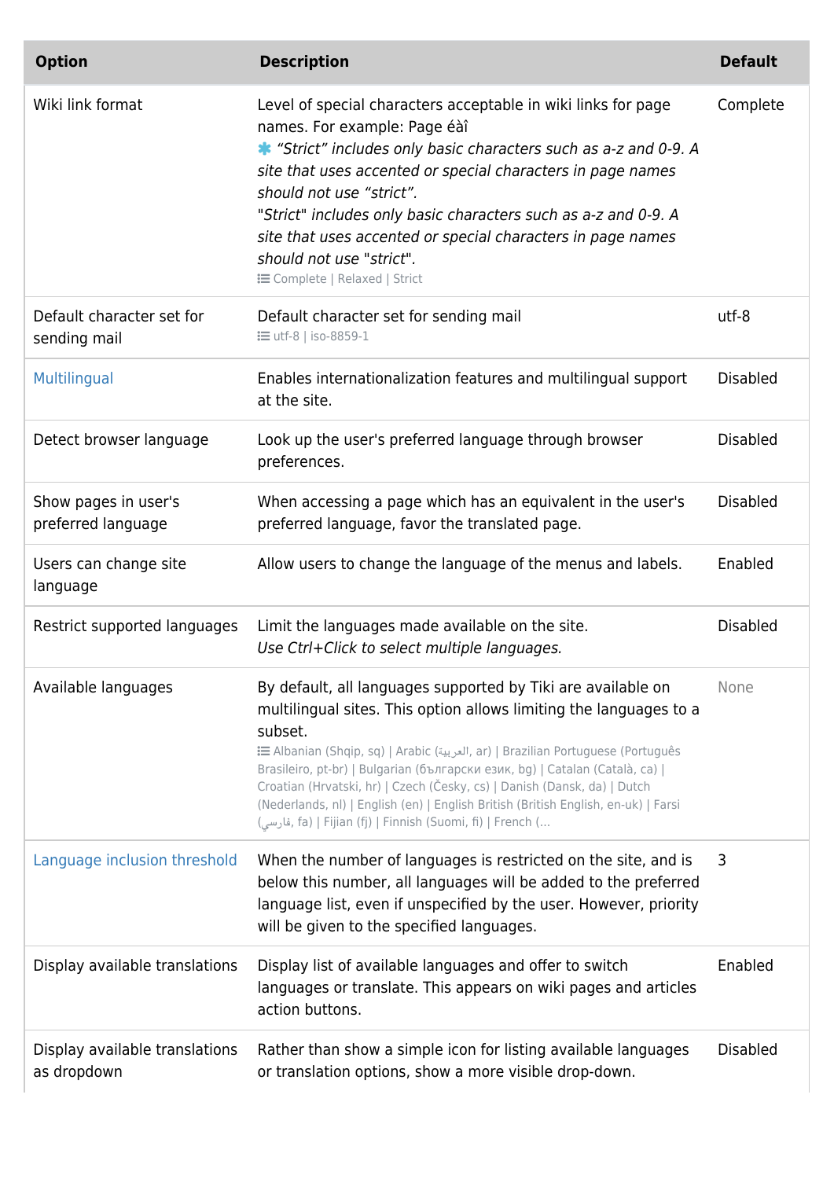| Option | Description | Default |
| --- | --- | --- |
| Wiki link format | Level of special characters acceptable in wiki links for page names. For example: Page éàî<br>✱ *“Strict” includes only basic characters such as a-z and 0-9. A site that uses accented or special characters in page names should not use “strict”.*<br>*"Strict" includes only basic characters such as a-z and 0-9. A site that uses accented or special characters in page names should not use "strict".*<br>Complete \| Relaxed \| Strict | Complete |
| Default character set for sending mail | Default character set for sending mail<br>utf-8 \| iso-8859-1 | utf-8 |
| Multilingual | Enables internationalization features and multilingual support at the site. | Disabled |
| Detect browser language | Look up the user's preferred language through browser preferences. | Disabled |
| Show pages in user's preferred language | When accessing a page which has an equivalent in the user's preferred language, favor the translated page. | Disabled |
| Users can change site language | Allow users to change the language of the menus and labels. | Enabled |
| Restrict supported languages | Limit the languages made available on the site.<br>*Use Ctrl+Click to select multiple languages.* | Disabled |
| Available languages | By default, all languages supported by Tiki are available on multilingual sites. This option allows limiting the languages to a subset.<br>Albanian (Shqip, sq) \| Arabic (العربية, ar) \| Brazilian Portuguese (Português Brasileiro, pt-br) \| Bulgarian (български език, bg) \| Catalan (Català, ca) \| Croatian (Hrvatski, hr) \| Czech (Česky, cs) \| Danish (Dansk, da) \| Dutch (Nederlands, nl) \| English (en) \| English British (British English, en-uk) \| Farsi (فارسی, fa) \| Fijian (fj) \| Finnish (Suomi, fi) \| French (... | None |
| Language inclusion threshold | When the number of languages is restricted on the site, and is below this number, all languages will be added to the preferred language list, even if unspecified by the user. However, priority will be given to the specified languages. | 3 |
| Display available translations | Display list of available languages and offer to switch languages or translate. This appears on wiki pages and articles action buttons. | Enabled |
| Display available translations as dropdown | Rather than show a simple icon for listing available languages or translation options, show a more visible drop-down. | Disabled |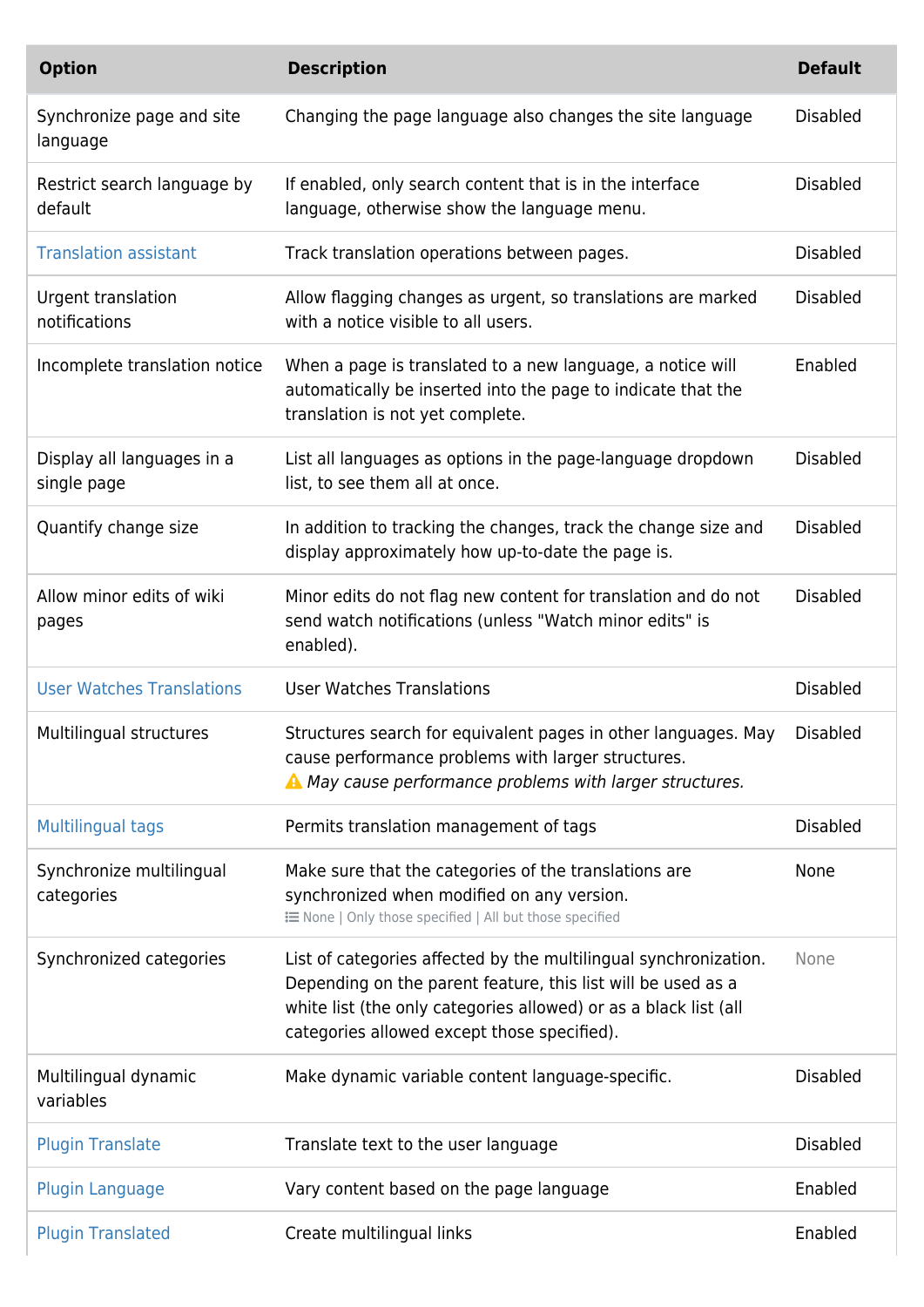| Option | Description | Default |
| --- | --- | --- |
| Synchronize page and site language | Changing the page language also changes the site language | Disabled |
| Restrict search language by default | If enabled, only search content that is in the interface language, otherwise show the language menu. | Disabled |
| Translation assistant | Track translation operations between pages. | Disabled |
| Urgent translation notifications | Allow flagging changes as urgent, so translations are marked with a notice visible to all users. | Disabled |
| Incomplete translation notice | When a page is translated to a new language, a notice will automatically be inserted into the page to indicate that the translation is not yet complete. | Enabled |
| Display all languages in a single page | List all languages as options in the page-language dropdown list, to see them all at once. | Disabled |
| Quantify change size | In addition to tracking the changes, track the change size and display approximately how up-to-date the page is. | Disabled |
| Allow minor edits of wiki pages | Minor edits do not flag new content for translation and do not send watch notifications (unless "Watch minor edits" is enabled). | Disabled |
| User Watches Translations | User Watches Translations | Disabled |
| Multilingual structures | Structures search for equivalent pages in other languages. May cause performance problems with larger structures. ⚠ *May cause performance problems with larger structures.* | Disabled |
| Multilingual tags | Permits translation management of tags | Disabled |
| Synchronize multilingual categories | Make sure that the categories of the translations are synchronized when modified on any version. None \| Only those specified \| All but those specified | None |
| Synchronized categories | List of categories affected by the multilingual synchronization. Depending on the parent feature, this list will be used as a white list (the only categories allowed) or as a black list (all categories allowed except those specified). | None |
| Multilingual dynamic variables | Make dynamic variable content language-specific. | Disabled |
| Plugin Translate | Translate text to the user language | Disabled |
| Plugin Language | Vary content based on the page language | Enabled |
| Plugin Translated | Create multilingual links | Enabled |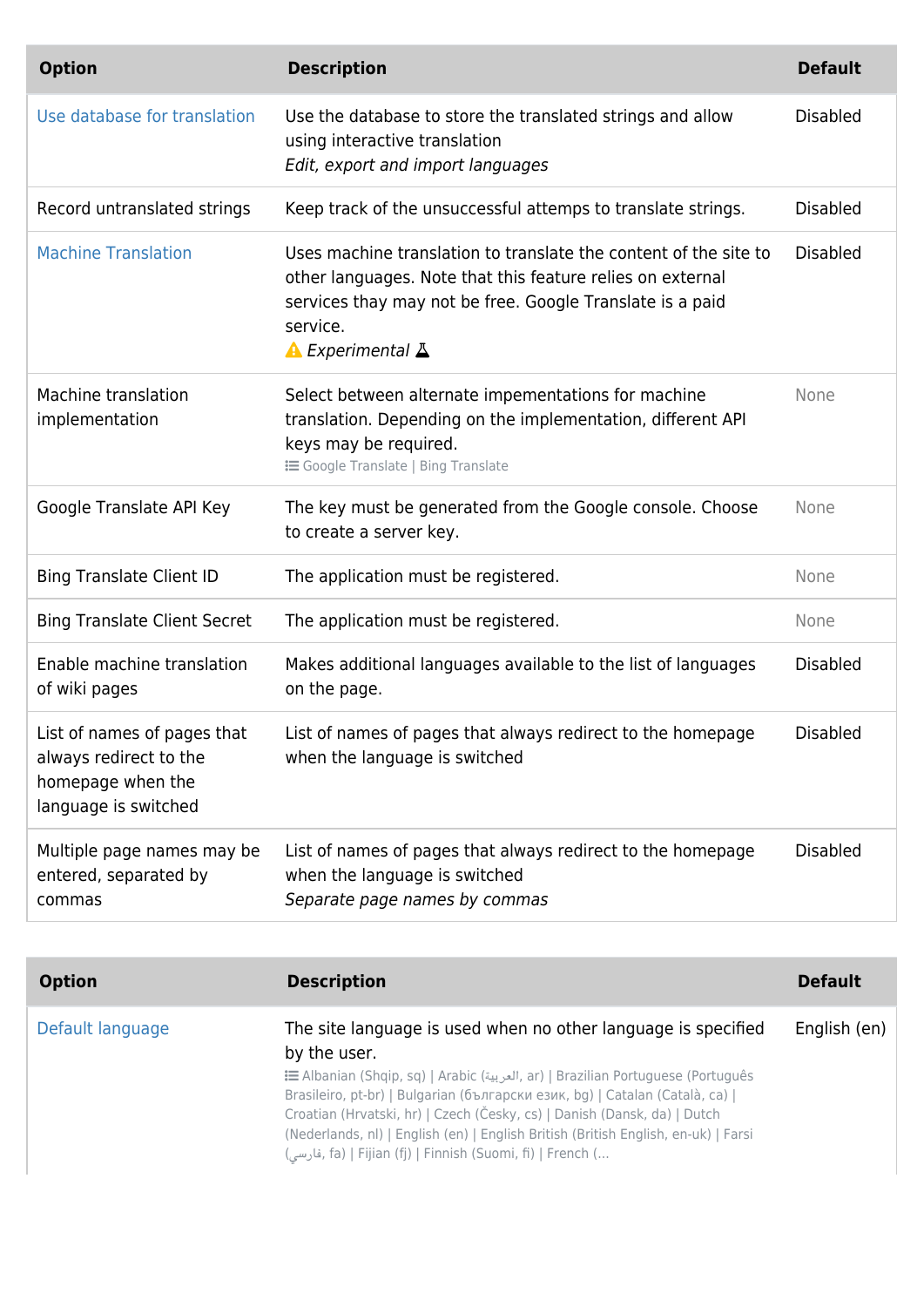| Option | Description | Default |
|---|---|---|
| Use database for translation | Use the database to store the translated strings and allow using interactive translation<br>*Edit, export and import languages* | Disabled |
| Record untranslated strings | Keep track of the unsuccessful attemps to translate strings. | Disabled |
| Machine Translation | Uses machine translation to translate the content of the site to other languages. Note that this feature relies on external services thay may not be free. Google Translate is a paid service.<br>⚠ *Experimental* | Disabled |
| Machine translation implementation | Select between alternate impementations for machine translation. Depending on the implementation, different API keys may be required.<br>Google Translate \| Bing Translate | None |
| Google Translate API Key | The key must be generated from the Google console. Choose to create a server key. | None |
| Bing Translate Client ID | The application must be registered. | None |
| Bing Translate Client Secret | The application must be registered. | None |
| Enable machine translation of wiki pages | Makes additional languages available to the list of languages on the page. | Disabled |
| List of names of pages that always redirect to the homepage when the language is switched | List of names of pages that always redirect to the homepage when the language is switched | Disabled |
| Multiple page names may be entered, separated by commas | List of names of pages that always redirect to the homepage when the language is switched<br>*Separate page names by commas* | Disabled |

| Option | Description | Default |
|---|---|---|
| Default language | The site language is used when no other language is specified by the user.<br>Albanian (Shqip, sq) \| Arabic (العربية, ar) \| Brazilian Portuguese (Português Brasileiro, pt-br) \| Bulgarian (български език, bg) \| Catalan (Català, ca) \| Croatian (Hrvatski, hr) \| Czech (Česky, cs) \| Danish (Dansk, da) \| Dutch (Nederlands, nl) \| English (en) \| English British (British English, en-uk) \| Farsi (فارسي, fa) \| Fijian (fj) \| Finnish (Suomi, fi) \| French (... | English (en) |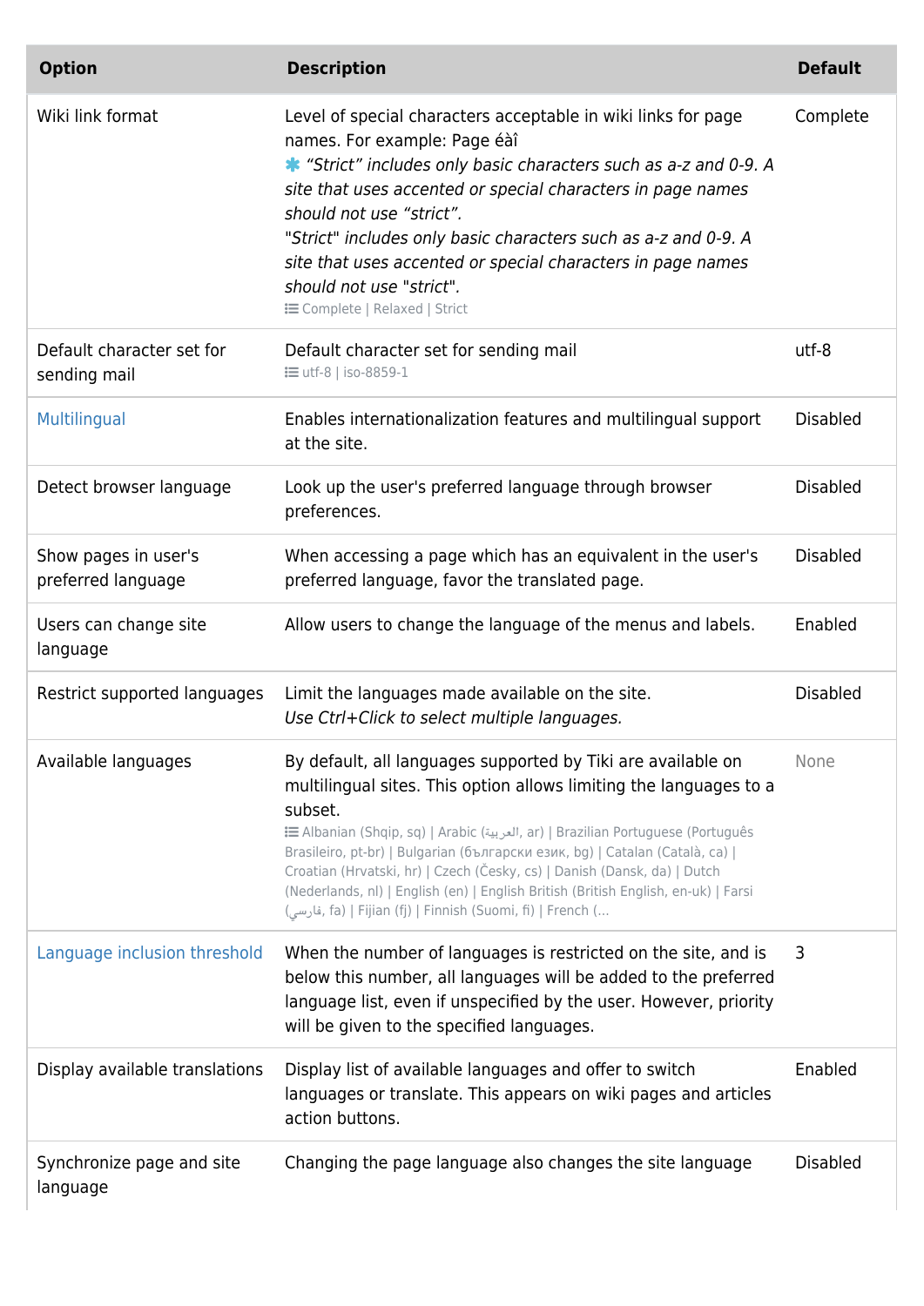| Option | Description | Default |
| --- | --- | --- |
| Wiki link format | Level of special characters acceptable in wiki links for page names. For example: Page éàî<br>✱ *"Strict" includes only basic characters such as a-z and 0-9. A site that uses accented or special characters in page names should not use "strict".*<br>*"Strict" includes only basic characters such as a-z and 0-9. A site that uses accented or special characters in page names should not use "strict".*<br>Complete \| Relaxed \| Strict | Complete |
| Default character set for sending mail | Default character set for sending mail<br>utf-8 \| iso-8859-1 | utf-8 |
| Multilingual | Enables internationalization features and multilingual support at the site. | Disabled |
| Detect browser language | Look up the user's preferred language through browser preferences. | Disabled |
| Show pages in user's preferred language | When accessing a page which has an equivalent in the user's preferred language, favor the translated page. | Disabled |
| Users can change site language | Allow users to change the language of the menus and labels. | Enabled |
| Restrict supported languages | Limit the languages made available on the site.<br>*Use Ctrl+Click to select multiple languages.* | Disabled |
| Available languages | By default, all languages supported by Tiki are available on multilingual sites. This option allows limiting the languages to a subset.<br>Albanian (Shqip, sq) \| Arabic (العربية, ar) \| Brazilian Portuguese (Português Brasileiro, pt-br) \| Bulgarian (български език, bg) \| Catalan (Català, ca) \| Croatian (Hrvatski, hr) \| Czech (Česky, cs) \| Danish (Dansk, da) \| Dutch (Nederlands, nl) \| English (en) \| English British (British English, en-uk) \| Farsi (فارسي, fa) \| Fijian (fj) \| Finnish (Suomi, fi) \| French (... | None |
| Language inclusion threshold | When the number of languages is restricted on the site, and is below this number, all languages will be added to the preferred language list, even if unspecified by the user. However, priority will be given to the specified languages. | 3 |
| Display available translations | Display list of available languages and offer to switch languages or translate. This appears on wiki pages and articles action buttons. | Enabled |
| Synchronize page and site language | Changing the page language also changes the site language | Disabled |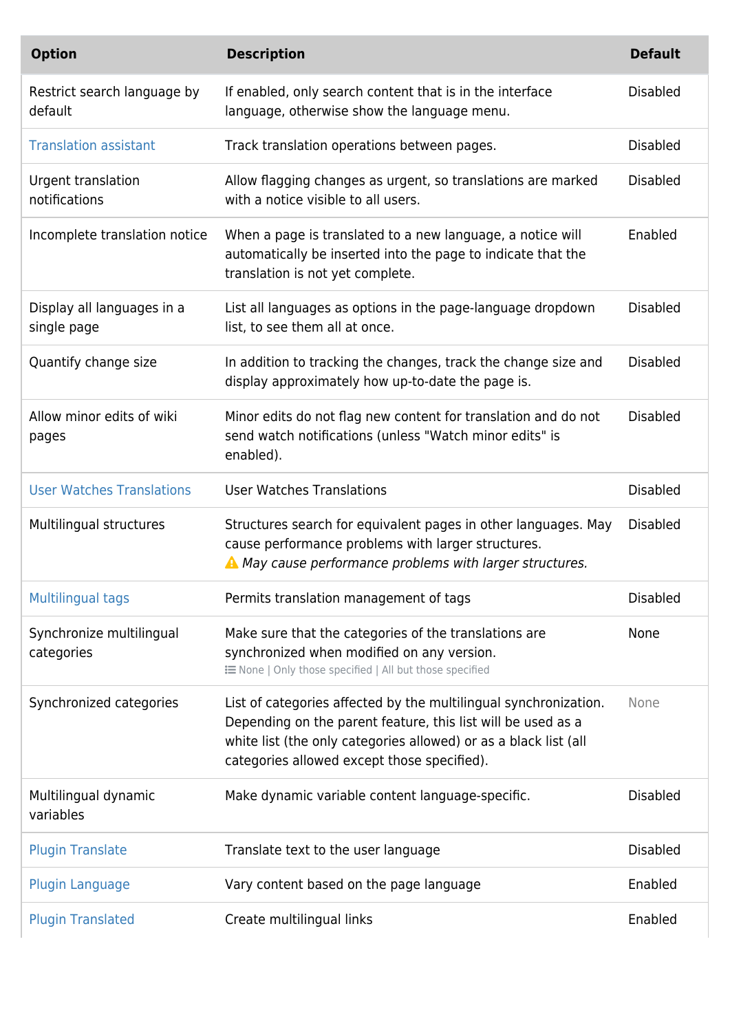| Option | Description | Default |
| --- | --- | --- |
| Restrict search language by default | If enabled, only search content that is in the interface language, otherwise show the language menu. | Disabled |
| Translation assistant | Track translation operations between pages. | Disabled |
| Urgent translation notifications | Allow flagging changes as urgent, so translations are marked with a notice visible to all users. | Disabled |
| Incomplete translation notice | When a page is translated to a new language, a notice will automatically be inserted into the page to indicate that the translation is not yet complete. | Enabled |
| Display all languages in a single page | List all languages as options in the page-language dropdown list, to see them all at once. | Disabled |
| Quantify change size | In addition to tracking the changes, track the change size and display approximately how up-to-date the page is. | Disabled |
| Allow minor edits of wiki pages | Minor edits do not flag new content for translation and do not send watch notifications (unless "Watch minor edits" is enabled). | Disabled |
| User Watches Translations | User Watches Translations | Disabled |
| Multilingual structures | Structures search for equivalent pages in other languages. May cause performance problems with larger structures. ⚠ *May cause performance problems with larger structures.* | Disabled |
| Multilingual tags | Permits translation management of tags | Disabled |
| Synchronize multilingual categories | Make sure that the categories of the translations are synchronized when modified on any version. None \| Only those specified \| All but those specified | None |
| Synchronized categories | List of categories affected by the multilingual synchronization. Depending on the parent feature, this list will be used as a white list (the only categories allowed) or as a black list (all categories allowed except those specified). | None |
| Multilingual dynamic variables | Make dynamic variable content language-specific. | Disabled |
| Plugin Translate | Translate text to the user language | Disabled |
| Plugin Language | Vary content based on the page language | Enabled |
| Plugin Translated | Create multilingual links | Enabled |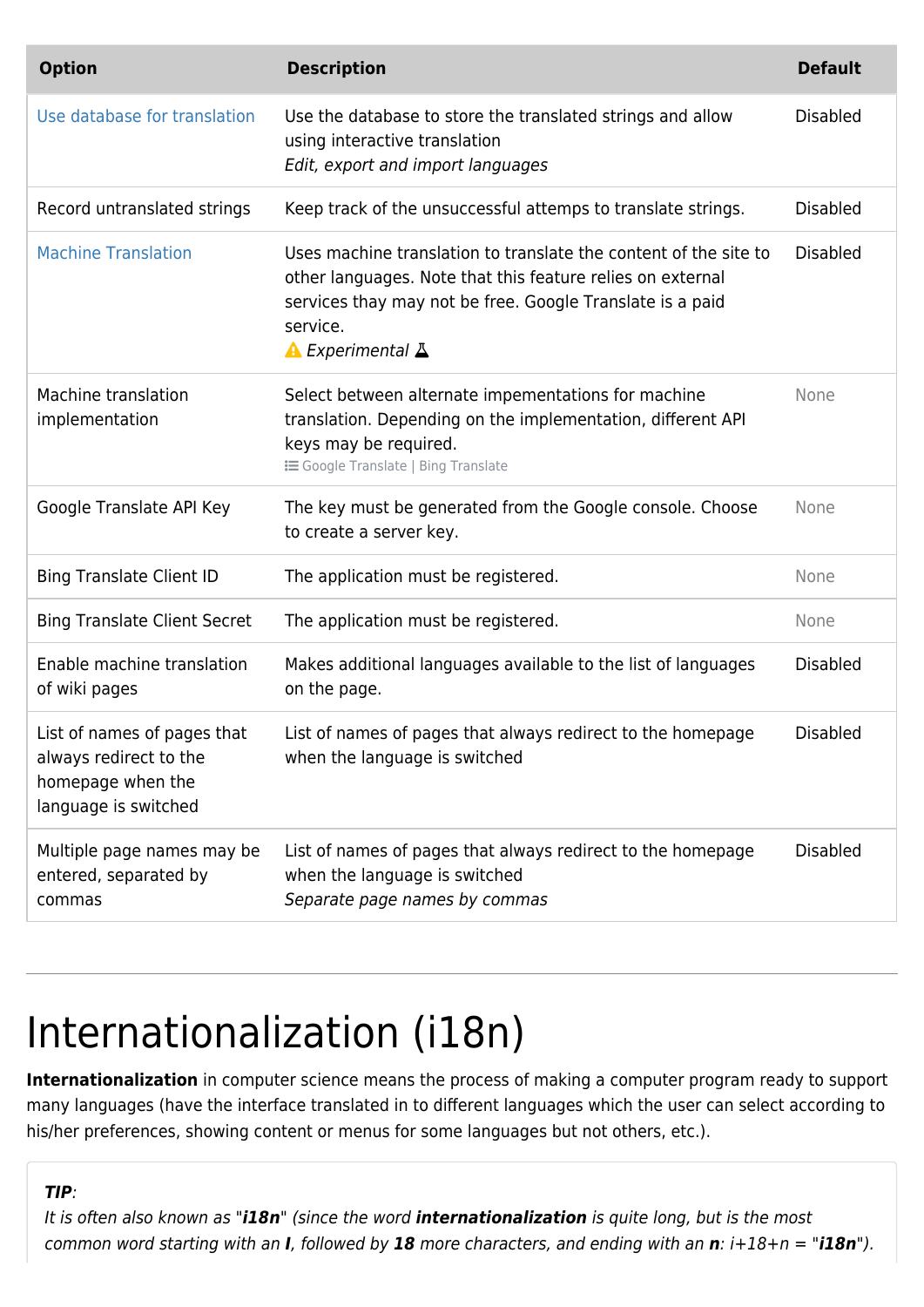| Option | Description | Default |
|---|---|---|
| Use database for translation | Use the database to store the translated strings and allow using interactive translation *Edit, export and import languages* | Disabled |
| Record untranslated strings | Keep track of the unsuccessful attemps to translate strings. | Disabled |
| Machine Translation | Uses machine translation to translate the content of the site to other languages. Note that this feature relies on external services thay may not be free. Google Translate is a paid service. ⚠ *Experimental* | Disabled |
| Machine translation implementation | Select between alternate impementations for machine translation. Depending on the implementation, different API keys may be required. Google Translate \| Bing Translate | None |
| Google Translate API Key | The key must be generated from the Google console. Choose to create a server key. | None |
| Bing Translate Client ID | The application must be registered. | None |
| Bing Translate Client Secret | The application must be registered. | None |
| Enable machine translation of wiki pages | Makes additional languages available to the list of languages on the page. | Disabled |
| List of names of pages that always redirect to the homepage when the language is switched | List of names of pages that always redirect to the homepage when the language is switched | Disabled |
| Multiple page names may be entered, separated by commas | List of names of pages that always redirect to the homepage when the language is switched *Separate page names by commas* | Disabled |

---

# Internationalization (i18n)

**Internationalization** in computer science means the process of making a computer program ready to support many languages (have the interface translated in to different languages which the user can select according to his/her preferences, showing content or menus for some languages but not others, etc.).

> ***TIP***:
> *It is often also known as "**i18n**" (since the word **internationalization** is quite long, but is the most common word starting with an **I**, followed by **18** more characters, and ending with an **n**: i+18+n = "**i18n**").*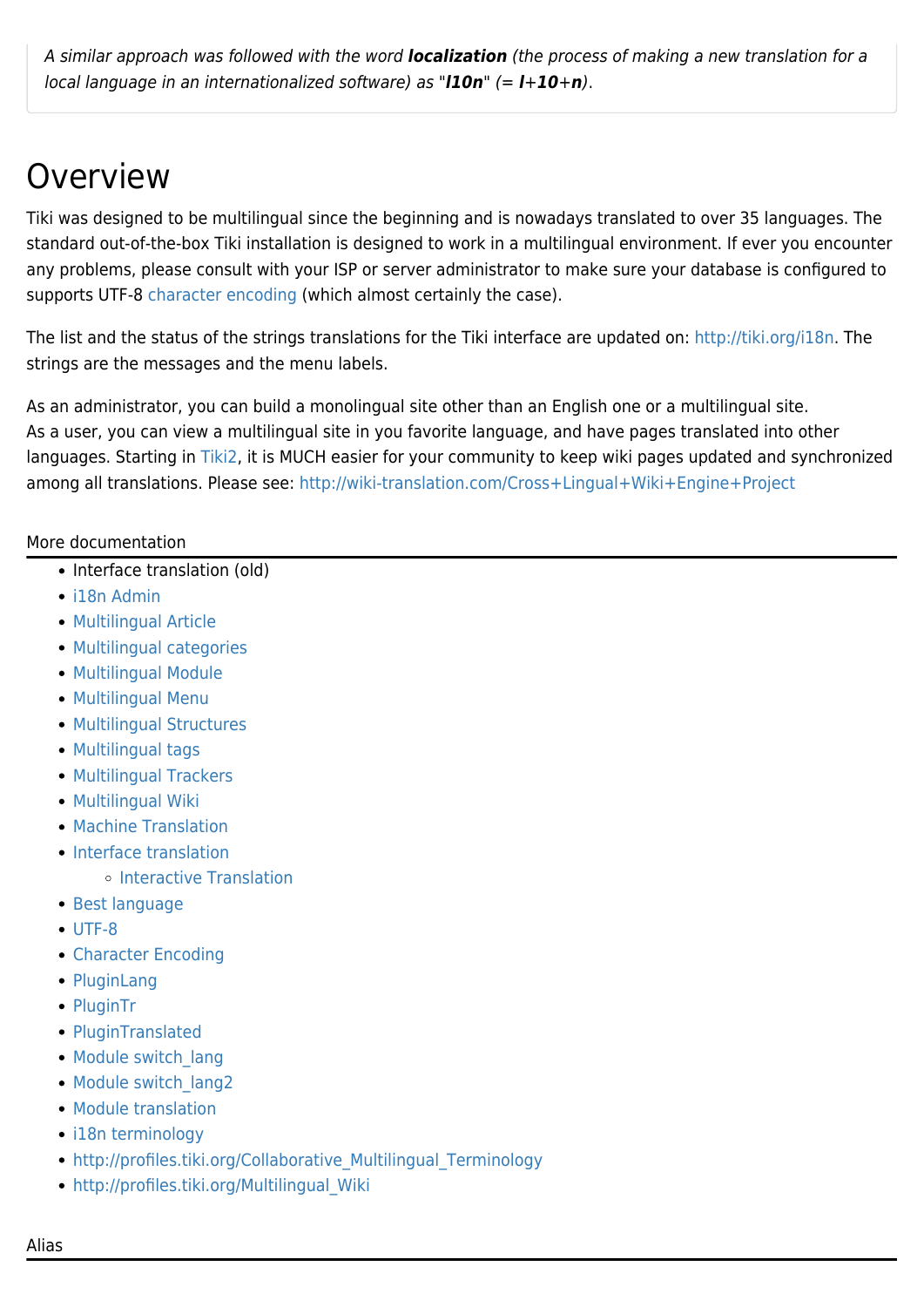*A similar approach was followed with the word **localization** (the process of making a new translation for a local language in an internationalized software) as "**l10n**" (= **l**+**10**+**n**).*

# Overview

Tiki was designed to be multilingual since the beginning and is nowadays translated to over 35 languages. The standard out-of-the-box Tiki installation is designed to work in a multilingual environment. If ever you encounter any problems, please consult with your ISP or server administrator to make sure your database is configured to supports UTF-8 character encoding (which almost certainly the case).

The list and the status of the strings translations for the Tiki interface are updated on: http://tiki.org/i18n. The strings are the messages and the menu labels.

As an administrator, you can build a monolingual site other than an English one or a multilingual site.
As a user, you can view a multilingual site in you favorite language, and have pages translated into other languages. Starting in Tiki2, it is MUCH easier for your community to keep wiki pages updated and synchronized among all translations. Please see: http://wiki-translation.com/Cross+Lingual+Wiki+Engine+Project

More documentation

- Interface translation (old)
- i18n Admin
- Multilingual Article
- Multilingual categories
- Multilingual Module
- Multilingual Menu
- Multilingual Structures
- Multilingual tags
- Multilingual Trackers
- Multilingual Wiki
- Machine Translation
- Interface translation
  - Interactive Translation
- Best language
- UTF-8
- Character Encoding
- PluginLang
- PluginTr
- PluginTranslated
- Module switch_lang
- Module switch_lang2
- Module translation
- i18n terminology
- http://profiles.tiki.org/Collaborative_Multilingual_Terminology
- http://profiles.tiki.org/Multilingual_Wiki

Alias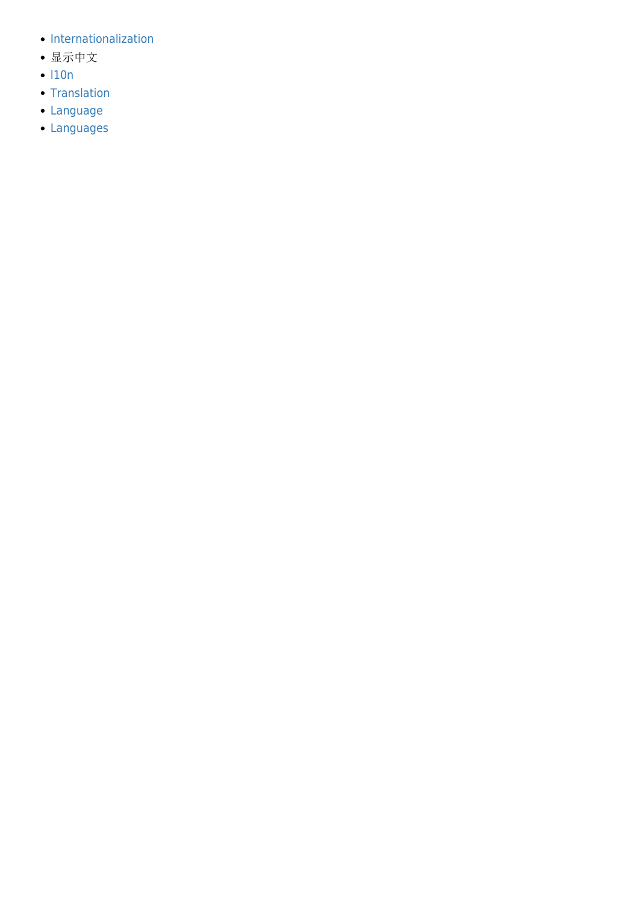- Internationalization
- 显示中文
- l10n
- Translation
- Language
- Languages